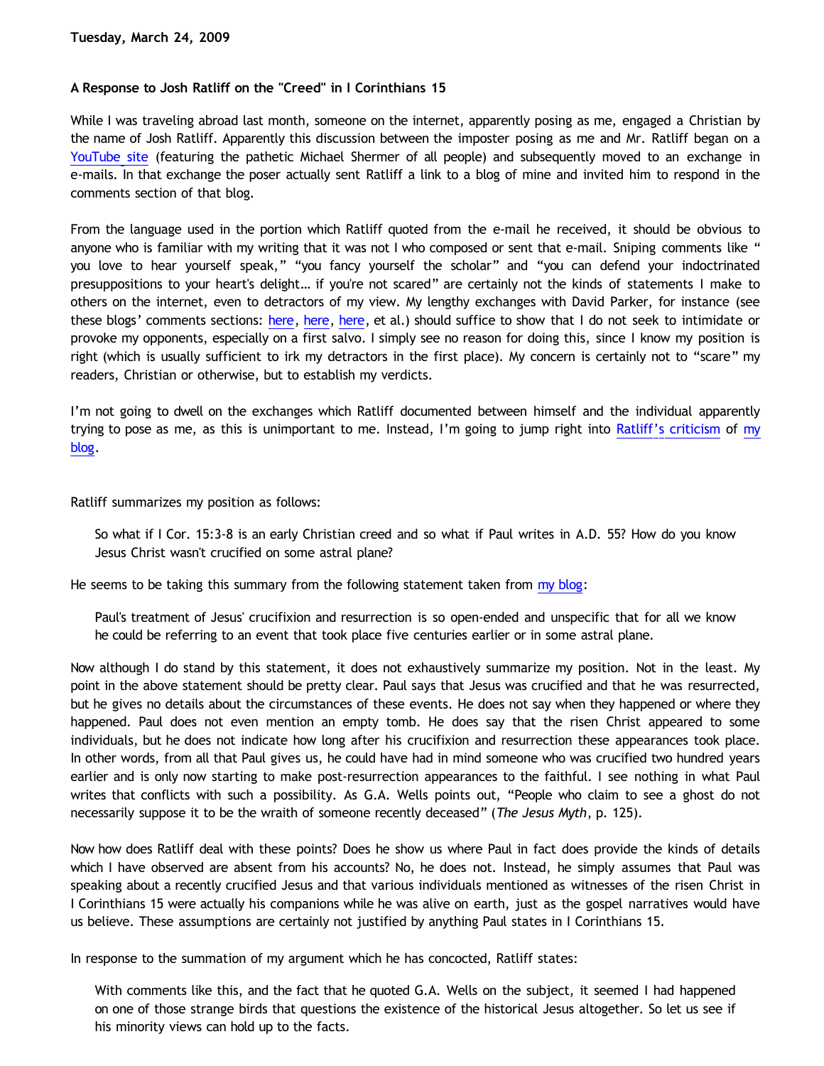**Tuesday, March 24, 2009**

**A Response to Josh Ratliff on the "Creed" in I Corinthians 15**

While I was traveling abroad last month, someone on the internet, apparently posing as me, engaged a Christian by the name of Josh Ratliff. Apparently this discussion between the imposter posing as me and Mr. Ratliff began on a YouTube site (featuring the pathetic Michael Shermer of all people) and subsequently moved to an exchange in e-mails. In that exchange the poser actually sent Ratliff a link to a blog of mine and invited him to respond in the comments section of that blog.

From the language used in the portion which Ratliff quoted from the e-mail he received, it should be obvious to anyone who is familiar with my writing that it was not I who composed or sent that e-mail. Sniping comments like " you love to hear yourself speak," "you fancy yourself the scholar" and "you can defend your indoctrinated presuppositions to your heart's delight… if you're not scared" are certainly not the kinds of statements I make to others on the internet, even to detractors of my view. My lengthy exchanges with David Parker, for instance (see these blogs' comments sections: here, here, here, et al.) should suffice to show that I do not seek to intimidate or provoke my opponents, especially on a first salvo. I simply see no reason for doing this, since I know my position is right (which is usually sufficient to irk my detractors in the first place). My concern is certainly not to "scare" my readers, Christian or otherwise, but to establish my verdicts.

I'm not going to dwell on the exchanges which Ratliff documented between himself and the individual apparently trying to pose as me, as this is unimportant to me. Instead, I'm going to jump right into Ratliff's criticism of my blog.

Ratliff summarizes my position as follows:

> So what if I Cor. 15:3-8 is an early Christian creed and so what if Paul writes in A.D. 55? How do you know Jesus Christ wasn't crucified on some astral plane?

He seems to be taking this summary from the following statement taken from my blog:

> Paul's treatment of Jesus' crucifixion and resurrection is so open-ended and unspecific that for all we know he could be referring to an event that took place five centuries earlier or in some astral plane.

Now although I do stand by this statement, it does not exhaustively summarize my position. Not in the least. My point in the above statement should be pretty clear. Paul says that Jesus was crucified and that he was resurrected, but he gives no details about the circumstances of these events. He does not say when they happened or where they happened. Paul does not even mention an empty tomb. He does say that the risen Christ appeared to some individuals, but he does not indicate how long after his crucifixion and resurrection these appearances took place. In other words, from all that Paul gives us, he could have had in mind someone who was crucified two hundred years earlier and is only now starting to make post-resurrection appearances to the faithful. I see nothing in what Paul writes that conflicts with such a possibility. As G.A. Wells points out, "People who claim to see a ghost do not necessarily suppose it to be the wraith of someone recently deceased" (*The Jesus Myth*, p. 125).

Now how does Ratliff deal with these points? Does he show us where Paul in fact does provide the kinds of details which I have observed are absent from his accounts? No, he does not. Instead, he simply assumes that Paul was speaking about a recently crucified Jesus and that various individuals mentioned as witnesses of the risen Christ in I Corinthians 15 were actually his companions while he was alive on earth, just as the gospel narratives would have us believe. These assumptions are certainly not justified by anything Paul states in I Corinthians 15.

In response to the summation of my argument which he has concocted, Ratliff states:

> With comments like this, and the fact that he quoted G.A. Wells on the subject, it seemed I had happened on one of those strange birds that questions the existence of the historical Jesus altogether. So let us see if his minority views can hold up to the facts.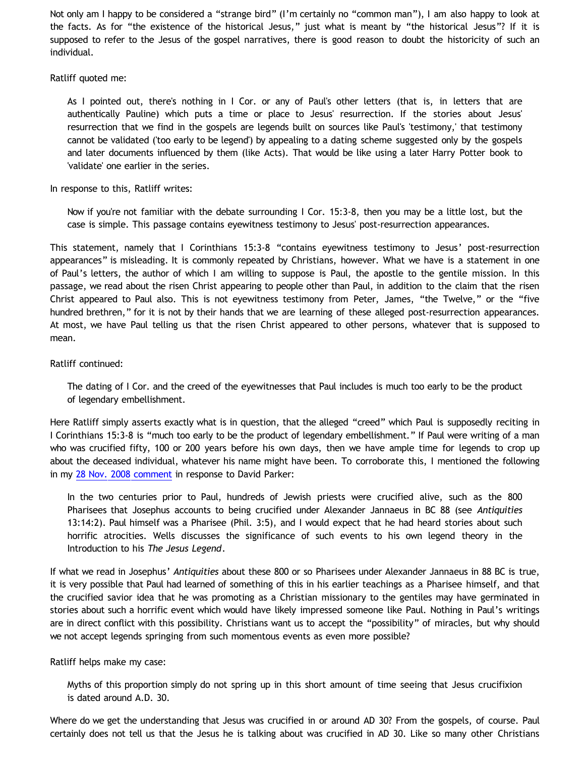Not only am I happy to be considered a "strange bird" (I'm certainly no "common man"), I am also happy to look at the facts. As for "the existence of the historical Jesus," just what is meant by "the historical Jesus"? If it is supposed to refer to the Jesus of the gospel narratives, there is good reason to doubt the historicity of such an individual.

Ratliff quoted me:

> As I pointed out, there's nothing in I Cor. or any of Paul's other letters (that is, in letters that are authentically Pauline) which puts a time or place to Jesus' resurrection. If the stories about Jesus' resurrection that we find in the gospels are legends built on sources like Paul's 'testimony,' that testimony cannot be validated ('too early to be legend') by appealing to a dating scheme suggested only by the gospels and later documents influenced by them (like Acts). That would be like using a later Harry Potter book to 'validate' one earlier in the series.

In response to this, Ratliff writes:

> Now if you're not familiar with the debate surrounding I Cor. 15:3-8, then you may be a little lost, but the case is simple. This passage contains eyewitness testimony to Jesus' post-resurrection appearances.

This statement, namely that I Corinthians 15:3-8 "contains eyewitness testimony to Jesus' post-resurrection appearances" is misleading. It is commonly repeated by Christians, however. What we have is a statement in one of Paul's letters, the author of which I am willing to suppose is Paul, the apostle to the gentile mission. In this passage, we read about the risen Christ appearing to people other than Paul, in addition to the claim that the risen Christ appeared to Paul also. This is not eyewitness testimony from Peter, James, "the Twelve," or the "five hundred brethren," for it is not by their hands that we are learning of these alleged post-resurrection appearances. At most, we have Paul telling us that the risen Christ appeared to other persons, whatever that is supposed to mean.

Ratliff continued:

> The dating of I Cor. and the creed of the eyewitnesses that Paul includes is much too early to be the product of legendary embellishment.

Here Ratliff simply asserts exactly what is in question, that the alleged "creed" which Paul is supposedly reciting in I Corinthians 15:3-8 is "much too early to be the product of legendary embellishment." If Paul were writing of a man who was crucified fifty, 100 or 200 years before his own days, then we have ample time for legends to crop up about the deceased individual, whatever his name might have been. To corroborate this, I mentioned the following in my 28 Nov. 2008 comment in response to David Parker:

> In the two centuries prior to Paul, hundreds of Jewish priests were crucified alive, such as the 800 Pharisees that Josephus accounts to being crucified under Alexander Jannaeus in BC 88 (see *Antiquities* 13:14:2). Paul himself was a Pharisee (Phil. 3:5), and I would expect that he had heard stories about such horrific atrocities. Wells discusses the significance of such events to his own legend theory in the Introduction to his *The Jesus Legend*.

If what we read in Josephus' *Antiquities* about these 800 or so Pharisees under Alexander Jannaeus in 88 BC is true, it is very possible that Paul had learned of something of this in his earlier teachings as a Pharisee himself, and that the crucified savior idea that he was promoting as a Christian missionary to the gentiles may have germinated in stories about such a horrific event which would have likely impressed someone like Paul. Nothing in Paul's writings are in direct conflict with this possibility. Christians want us to accept the "possibility" of miracles, but why should we not accept legends springing from such momentous events as even more possible?

Ratliff helps make my case:

> Myths of this proportion simply do not spring up in this short amount of time seeing that Jesus crucifixion is dated around A.D. 30.

Where do we get the understanding that Jesus was crucified in or around AD 30? From the gospels, of course. Paul certainly does not tell us that the Jesus he is talking about was crucified in AD 30. Like so many other Christians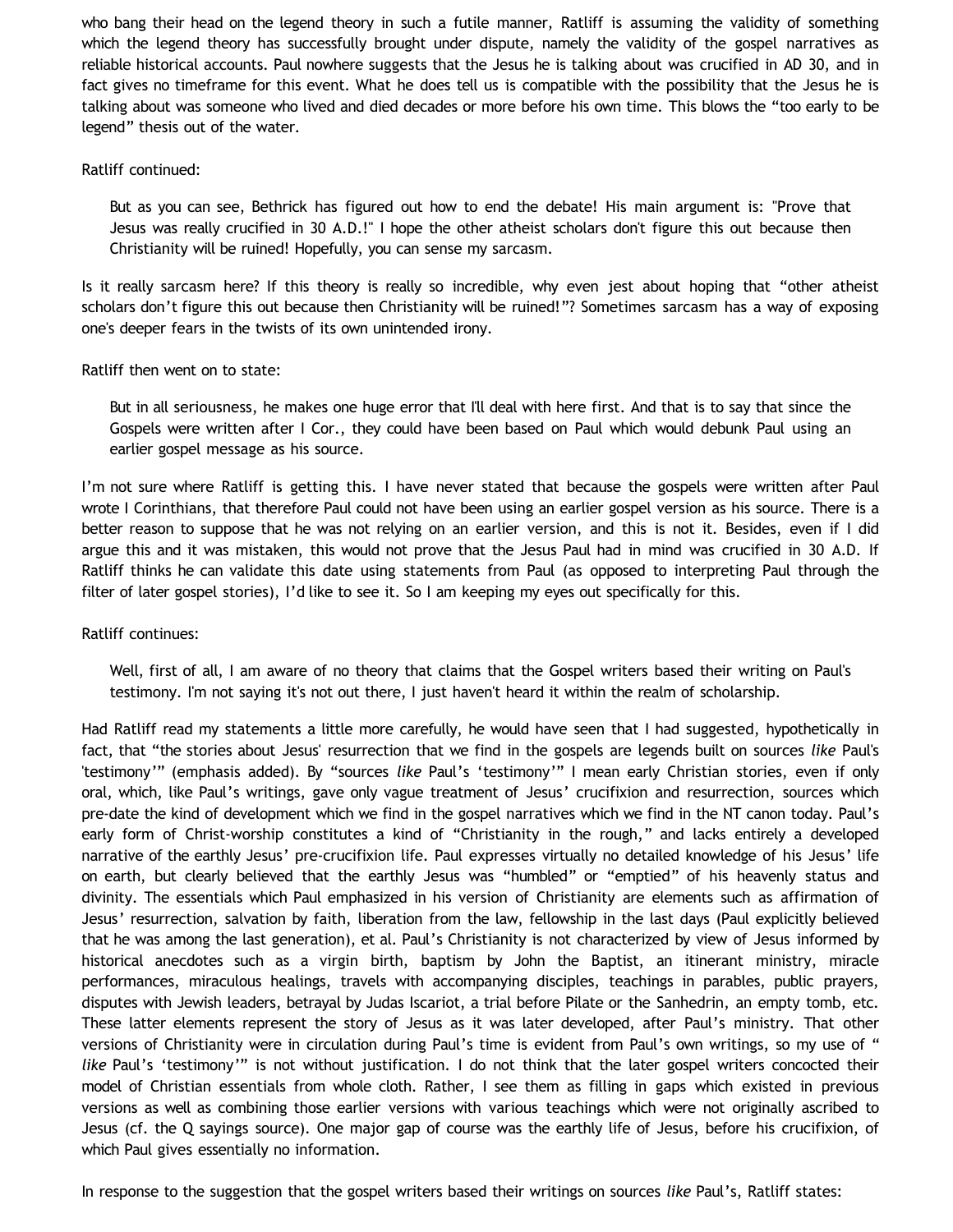who bang their head on the legend theory in such a futile manner, Ratliff is assuming the validity of something which the legend theory has successfully brought under dispute, namely the validity of the gospel narratives as reliable historical accounts. Paul nowhere suggests that the Jesus he is talking about was crucified in AD 30, and in fact gives no timeframe for this event. What he does tell us is compatible with the possibility that the Jesus he is talking about was someone who lived and died decades or more before his own time. This blows the "too early to be legend" thesis out of the water.

Ratliff continued:

> But as you can see, Bethrick has figured out how to end the debate! His main argument is: "Prove that Jesus was really crucified in 30 A.D.!" I hope the other atheist scholars don't figure this out because then Christianity will be ruined! Hopefully, you can sense my sarcasm.

Is it really sarcasm here? If this theory is really so incredible, why even jest about hoping that "other atheist scholars don't figure this out because then Christianity will be ruined!"? Sometimes sarcasm has a way of exposing one's deeper fears in the twists of its own unintended irony.

Ratliff then went on to state:

> But in all seriousness, he makes one huge error that I'll deal with here first. And that is to say that since the Gospels were written after I Cor., they could have been based on Paul which would debunk Paul using an earlier gospel message as his source.

I'm not sure where Ratliff is getting this. I have never stated that because the gospels were written after Paul wrote I Corinthians, that therefore Paul could not have been using an earlier gospel version as his source. There is a better reason to suppose that he was not relying on an earlier version, and this is not it. Besides, even if I did argue this and it was mistaken, this would not prove that the Jesus Paul had in mind was crucified in 30 A.D. If Ratliff thinks he can validate this date using statements from Paul (as opposed to interpreting Paul through the filter of later gospel stories), I'd like to see it. So I am keeping my eyes out specifically for this.

Ratliff continues:

> Well, first of all, I am aware of no theory that claims that the Gospel writers based their writing on Paul's testimony. I'm not saying it's not out there, I just haven't heard it within the realm of scholarship.

Had Ratliff read my statements a little more carefully, he would have seen that I had suggested, hypothetically in fact, that "the stories about Jesus' resurrection that we find in the gospels are legends built on sources *like* Paul's 'testimony'" (emphasis added). By "sources *like* Paul's 'testimony'" I mean early Christian stories, even if only oral, which, like Paul's writings, gave only vague treatment of Jesus' crucifixion and resurrection, sources which pre-date the kind of development which we find in the gospel narratives which we find in the NT canon today. Paul's early form of Christ-worship constitutes a kind of "Christianity in the rough," and lacks entirely a developed narrative of the earthly Jesus' pre-crucifixion life. Paul expresses virtually no detailed knowledge of his Jesus' life on earth, but clearly believed that the earthly Jesus was "humbled" or "emptied" of his heavenly status and divinity. The essentials which Paul emphasized in his version of Christianity are elements such as affirmation of Jesus' resurrection, salvation by faith, liberation from the law, fellowship in the last days (Paul explicitly believed that he was among the last generation), et al. Paul's Christianity is not characterized by view of Jesus informed by historical anecdotes such as a virgin birth, baptism by John the Baptist, an itinerant ministry, miracle performances, miraculous healings, travels with accompanying disciples, teachings in parables, public prayers, disputes with Jewish leaders, betrayal by Judas Iscariot, a trial before Pilate or the Sanhedrin, an empty tomb, etc. These latter elements represent the story of Jesus as it was later developed, after Paul's ministry. That other versions of Christianity were in circulation during Paul's time is evident from Paul's own writings, so my use of "*like* Paul's 'testimony'" is not without justification. I do not think that the later gospel writers concocted their model of Christian essentials from whole cloth. Rather, I see them as filling in gaps which existed in previous versions as well as combining those earlier versions with various teachings which were not originally ascribed to Jesus (cf. the Q sayings source). One major gap of course was the earthly life of Jesus, before his crucifixion, of which Paul gives essentially no information.

In response to the suggestion that the gospel writers based their writings on sources *like* Paul's, Ratliff states: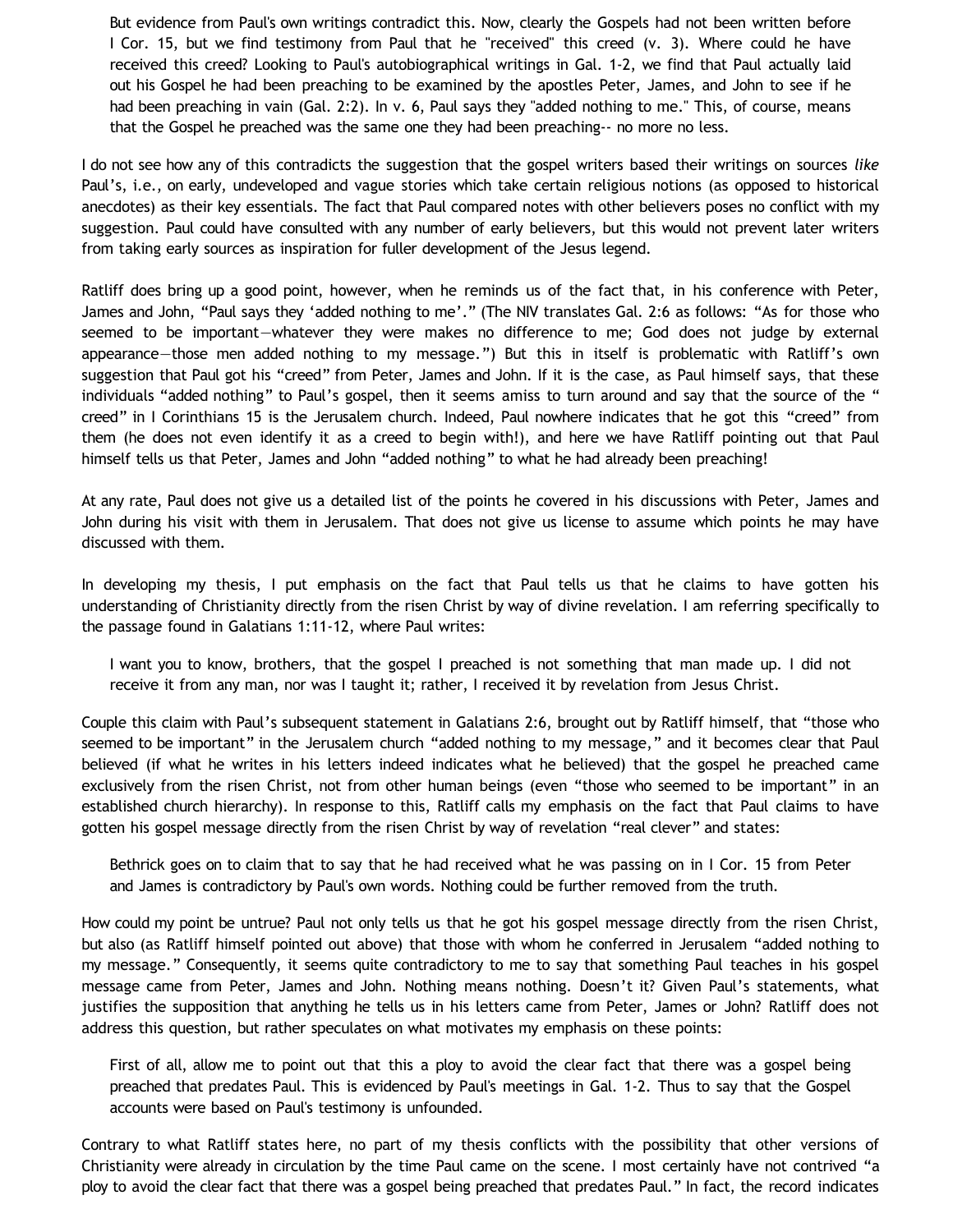> But evidence from Paul's own writings contradict this. Now, clearly the Gospels had not been written before I Cor. 15, but we find testimony from Paul that he "received" this creed (v. 3). Where could he have received this creed? Looking to Paul's autobiographical writings in Gal. 1-2, we find that Paul actually laid out his Gospel he had been preaching to be examined by the apostles Peter, James, and John to see if he had been preaching in vain (Gal. 2:2). In v. 6, Paul says they "added nothing to me." This, of course, means that the Gospel he preached was the same one they had been preaching-- no more no less.

I do not see how any of this contradicts the suggestion that the gospel writers based their writings on sources *like* Paul's, i.e., on early, undeveloped and vague stories which take certain religious notions (as opposed to historical anecdotes) as their key essentials. The fact that Paul compared notes with other believers poses no conflict with my suggestion. Paul could have consulted with any number of early believers, but this would not prevent later writers from taking early sources as inspiration for fuller development of the Jesus legend.

Ratliff does bring up a good point, however, when he reminds us of the fact that, in his conference with Peter, James and John, "Paul says they 'added nothing to me'." (The NIV translates Gal. 2:6 as follows: "As for those who seemed to be important—whatever they were makes no difference to me; God does not judge by external appearance—those men added nothing to my message.") But this in itself is problematic with Ratliff's own suggestion that Paul got his "creed" from Peter, James and John. If it is the case, as Paul himself says, that these individuals "added nothing" to Paul's gospel, then it seems amiss to turn around and say that the source of the " creed" in I Corinthians 15 is the Jerusalem church. Indeed, Paul nowhere indicates that he got this "creed" from them (he does not even identify it as a creed to begin with!), and here we have Ratliff pointing out that Paul himself tells us that Peter, James and John "added nothing" to what he had already been preaching!

At any rate, Paul does not give us a detailed list of the points he covered in his discussions with Peter, James and John during his visit with them in Jerusalem. That does not give us license to assume which points he may have discussed with them.

In developing my thesis, I put emphasis on the fact that Paul tells us that he claims to have gotten his understanding of Christianity directly from the risen Christ by way of divine revelation. I am referring specifically to the passage found in Galatians 1:11-12, where Paul writes:

> I want you to know, brothers, that the gospel I preached is not something that man made up. I did not receive it from any man, nor was I taught it; rather, I received it by revelation from Jesus Christ.

Couple this claim with Paul's subsequent statement in Galatians 2:6, brought out by Ratliff himself, that "those who seemed to be important" in the Jerusalem church "added nothing to my message," and it becomes clear that Paul believed (if what he writes in his letters indeed indicates what he believed) that the gospel he preached came exclusively from the risen Christ, not from other human beings (even "those who seemed to be important" in an established church hierarchy). In response to this, Ratliff calls my emphasis on the fact that Paul claims to have gotten his gospel message directly from the risen Christ by way of revelation "real clever" and states:

> Bethrick goes on to claim that to say that he had received what he was passing on in I Cor. 15 from Peter and James is contradictory by Paul's own words. Nothing could be further removed from the truth.

How could my point be untrue? Paul not only tells us that he got his gospel message directly from the risen Christ, but also (as Ratliff himself pointed out above) that those with whom he conferred in Jerusalem "added nothing to my message." Consequently, it seems quite contradictory to me to say that something Paul teaches in his gospel message came from Peter, James and John. Nothing means nothing. Doesn't it? Given Paul's statements, what justifies the supposition that anything he tells us in his letters came from Peter, James or John? Ratliff does not address this question, but rather speculates on what motivates my emphasis on these points:

> First of all, allow me to point out that this a ploy to avoid the clear fact that there was a gospel being preached that predates Paul. This is evidenced by Paul's meetings in Gal. 1-2. Thus to say that the Gospel accounts were based on Paul's testimony is unfounded.

Contrary to what Ratliff states here, no part of my thesis conflicts with the possibility that other versions of Christianity were already in circulation by the time Paul came on the scene. I most certainly have not contrived "a ploy to avoid the clear fact that there was a gospel being preached that predates Paul." In fact, the record indicates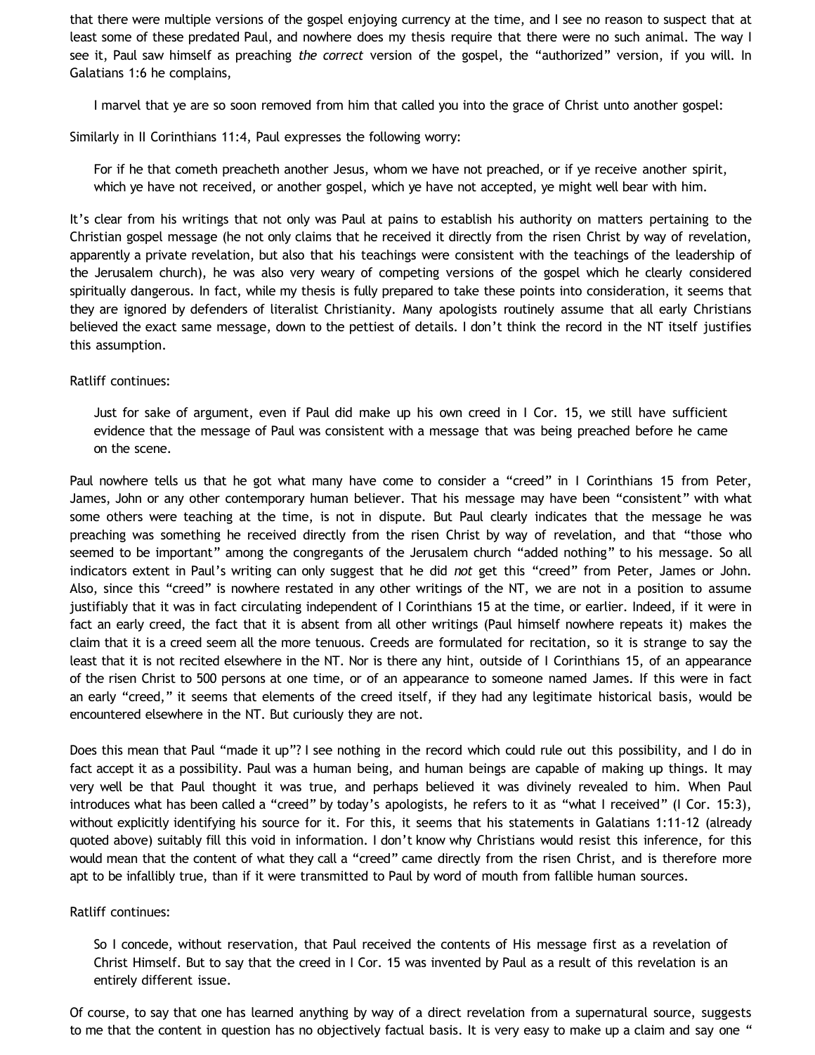that there were multiple versions of the gospel enjoying currency at the time, and I see no reason to suspect that at least some of these predated Paul, and nowhere does my thesis require that there were no such animal. The way I see it, Paul saw himself as preaching *the correct* version of the gospel, the "authorized" version, if you will. In Galatians 1:6 he complains,

> I marvel that ye are so soon removed from him that called you into the grace of Christ unto another gospel:

Similarly in II Corinthians 11:4, Paul expresses the following worry:

> For if he that cometh preacheth another Jesus, whom we have not preached, or if ye receive another spirit, which ye have not received, or another gospel, which ye have not accepted, ye might well bear with him.

It's clear from his writings that not only was Paul at pains to establish his authority on matters pertaining to the Christian gospel message (he not only claims that he received it directly from the risen Christ by way of revelation, apparently a private revelation, but also that his teachings were consistent with the teachings of the leadership of the Jerusalem church), he was also very weary of competing versions of the gospel which he clearly considered spiritually dangerous. In fact, while my thesis is fully prepared to take these points into consideration, it seems that they are ignored by defenders of literalist Christianity. Many apologists routinely assume that all early Christians believed the exact same message, down to the pettiest of details. I don't think the record in the NT itself justifies this assumption.

Ratliff continues:

> Just for sake of argument, even if Paul did make up his own creed in I Cor. 15, we still have sufficient evidence that the message of Paul was consistent with a message that was being preached before he came on the scene.

Paul nowhere tells us that he got what many have come to consider a "creed" in I Corinthians 15 from Peter, James, John or any other contemporary human believer. That his message may have been "consistent" with what some others were teaching at the time, is not in dispute. But Paul clearly indicates that the message he was preaching was something he received directly from the risen Christ by way of revelation, and that "those who seemed to be important" among the congregants of the Jerusalem church "added nothing" to his message. So all indicators extent in Paul's writing can only suggest that he did *not* get this "creed" from Peter, James or John. Also, since this "creed" is nowhere restated in any other writings of the NT, we are not in a position to assume justifiably that it was in fact circulating independent of I Corinthians 15 at the time, or earlier. Indeed, if it were in fact an early creed, the fact that it is absent from all other writings (Paul himself nowhere repeats it) makes the claim that it is a creed seem all the more tenuous. Creeds are formulated for recitation, so it is strange to say the least that it is not recited elsewhere in the NT. Nor is there any hint, outside of I Corinthians 15, of an appearance of the risen Christ to 500 persons at one time, or of an appearance to someone named James. If this were in fact an early "creed," it seems that elements of the creed itself, if they had any legitimate historical basis, would be encountered elsewhere in the NT. But curiously they are not.

Does this mean that Paul "made it up"? I see nothing in the record which could rule out this possibility, and I do in fact accept it as a possibility. Paul was a human being, and human beings are capable of making up things. It may very well be that Paul thought it was true, and perhaps believed it was divinely revealed to him. When Paul introduces what has been called a "creed" by today's apologists, he refers to it as "what I received" (I Cor. 15:3), without explicitly identifying his source for it. For this, it seems that his statements in Galatians 1:11-12 (already quoted above) suitably fill this void in information. I don't know why Christians would resist this inference, for this would mean that the content of what they call a "creed" came directly from the risen Christ, and is therefore more apt to be infallibly true, than if it were transmitted to Paul by word of mouth from fallible human sources.

Ratliff continues:

> So I concede, without reservation, that Paul received the contents of His message first as a revelation of Christ Himself. But to say that the creed in I Cor. 15 was invented by Paul as a result of this revelation is an entirely different issue.

Of course, to say that one has learned anything by way of a direct revelation from a supernatural source, suggests to me that the content in question has no objectively factual basis. It is very easy to make up a claim and say one "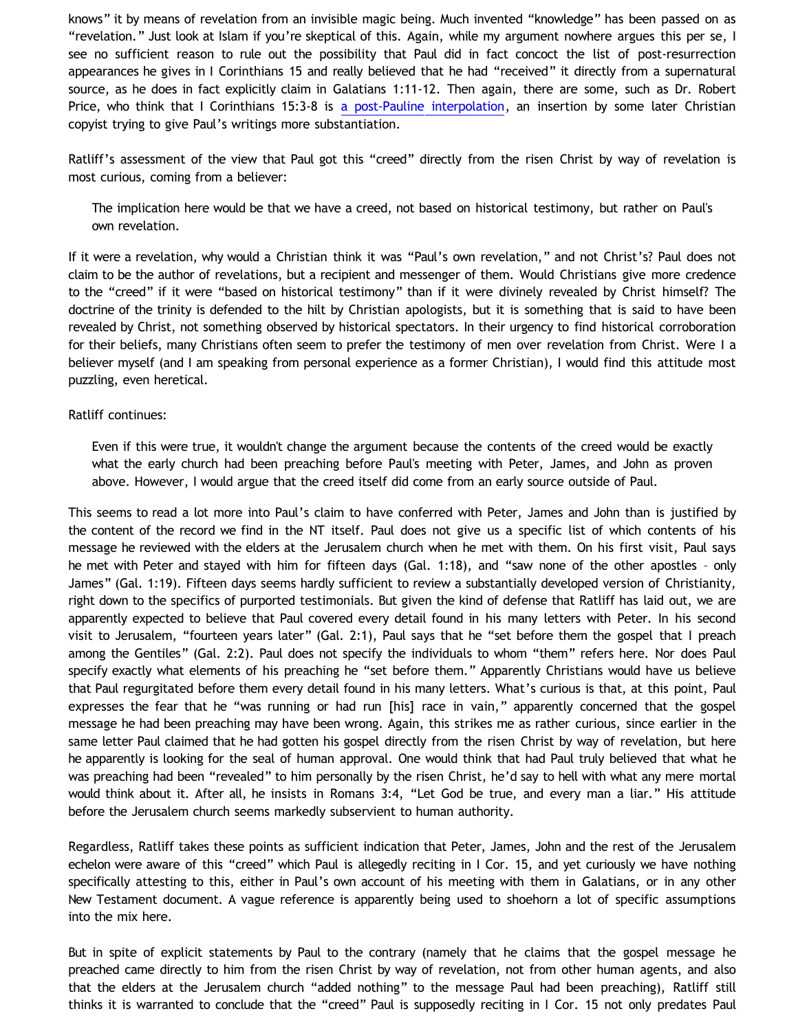knows" it by means of revelation from an invisible magic being. Much invented "knowledge" has been passed on as "revelation." Just look at Islam if you're skeptical of this. Again, while my argument nowhere argues this per se, I see no sufficient reason to rule out the possibility that Paul did in fact concoct the list of post-resurrection appearances he gives in I Corinthians 15 and really believed that he had "received" it directly from a supernatural source, as he does in fact explicitly claim in Galatians 1:11-12. Then again, there are some, such as Dr. Robert Price, who think that I Corinthians 15:3-8 is a post-Pauline interpolation, an insertion by some later Christian copyist trying to give Paul's writings more substantiation.

Ratliff's assessment of the view that Paul got this "creed" directly from the risen Christ by way of revelation is most curious, coming from a believer:

> The implication here would be that we have a creed, not based on historical testimony, but rather on Paul's own revelation.

If it were a revelation, why would a Christian think it was "Paul's own revelation," and not Christ's? Paul does not claim to be the author of revelations, but a recipient and messenger of them. Would Christians give more credence to the "creed" if it were "based on historical testimony" than if it were divinely revealed by Christ himself? The doctrine of the trinity is defended to the hilt by Christian apologists, but it is something that is said to have been revealed by Christ, not something observed by historical spectators. In their urgency to find historical corroboration for their beliefs, many Christians often seem to prefer the testimony of men over revelation from Christ. Were I a believer myself (and I am speaking from personal experience as a former Christian), I would find this attitude most puzzling, even heretical.

Ratliff continues:

> Even if this were true, it wouldn't change the argument because the contents of the creed would be exactly what the early church had been preaching before Paul's meeting with Peter, James, and John as proven above. However, I would argue that the creed itself did come from an early source outside of Paul.

This seems to read a lot more into Paul's claim to have conferred with Peter, James and John than is justified by the content of the record we find in the NT itself. Paul does not give us a specific list of which contents of his message he reviewed with the elders at the Jerusalem church when he met with them. On his first visit, Paul says he met with Peter and stayed with him for fifteen days (Gal. 1:18), and "saw none of the other apostles – only James" (Gal. 1:19). Fifteen days seems hardly sufficient to review a substantially developed version of Christianity, right down to the specifics of purported testimonials. But given the kind of defense that Ratliff has laid out, we are apparently expected to believe that Paul covered every detail found in his many letters with Peter. In his second visit to Jerusalem, "fourteen years later" (Gal. 2:1), Paul says that he "set before them the gospel that I preach among the Gentiles" (Gal. 2:2). Paul does not specify the individuals to whom "them" refers here. Nor does Paul specify exactly what elements of his preaching he "set before them." Apparently Christians would have us believe that Paul regurgitated before them every detail found in his many letters. What's curious is that, at this point, Paul expresses the fear that he "was running or had run [his] race in vain," apparently concerned that the gospel message he had been preaching may have been wrong. Again, this strikes me as rather curious, since earlier in the same letter Paul claimed that he had gotten his gospel directly from the risen Christ by way of revelation, but here he apparently is looking for the seal of human approval. One would think that had Paul truly believed that what he was preaching had been "revealed" to him personally by the risen Christ, he'd say to hell with what any mere mortal would think about it. After all, he insists in Romans 3:4, "Let God be true, and every man a liar." His attitude before the Jerusalem church seems markedly subservient to human authority.

Regardless, Ratliff takes these points as sufficient indication that Peter, James, John and the rest of the Jerusalem echelon were aware of this "creed" which Paul is allegedly reciting in I Cor. 15, and yet curiously we have nothing specifically attesting to this, either in Paul's own account of his meeting with them in Galatians, or in any other New Testament document. A vague reference is apparently being used to shoehorn a lot of specific assumptions into the mix here.

But in spite of explicit statements by Paul to the contrary (namely that he claims that the gospel message he preached came directly to him from the risen Christ by way of revelation, not from other human agents, and also that the elders at the Jerusalem church "added nothing" to the message Paul had been preaching), Ratliff still thinks it is warranted to conclude that the "creed" Paul is supposedly reciting in I Cor. 15 not only predates Paul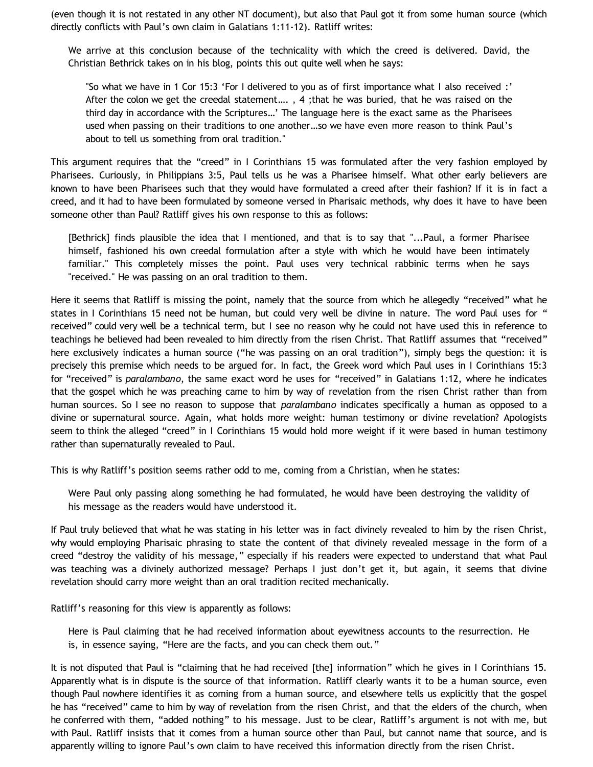(even though it is not restated in any other NT document), but also that Paul got it from some human source (which directly conflicts with Paul's own claim in Galatians 1:11-12). Ratliff writes:

> We arrive at this conclusion because of the technicality with which the creed is delivered. David, the Christian Bethrick takes on in his blog, points this out quite well when he says:
>
> > "So what we have in 1 Cor 15:3 'For I delivered to you as of first importance what I also received :' After the colon we get the creedal statement…. , 4 ;that he was buried, that he was raised on the third day in accordance with the Scriptures…' The language here is the exact same as the Pharisees used when passing on their traditions to one another…so we have even more reason to think Paul's about to tell us something from oral tradition."

This argument requires that the "creed" in I Corinthians 15 was formulated after the very fashion employed by Pharisees. Curiously, in Philippians 3:5, Paul tells us he was a Pharisee himself. What other early believers are known to have been Pharisees such that they would have formulated a creed after their fashion? If it is in fact a creed, and it had to have been formulated by someone versed in Pharisaic methods, why does it have to have been someone other than Paul? Ratliff gives his own response to this as follows:

> [Bethrick] finds plausible the idea that I mentioned, and that is to say that "...Paul, a former Pharisee himself, fashioned his own creedal formulation after a style with which he would have been intimately familiar." This completely misses the point. Paul uses very technical rabbinic terms when he says "received." He was passing on an oral tradition to them.

Here it seems that Ratliff is missing the point, namely that the source from which he allegedly "received" what he states in I Corinthians 15 need not be human, but could very well be divine in nature. The word Paul uses for " received" could very well be a technical term, but I see no reason why he could not have used this in reference to teachings he believed had been revealed to him directly from the risen Christ. That Ratliff assumes that "received" here exclusively indicates a human source ("he was passing on an oral tradition"), simply begs the question: it is precisely this premise which needs to be argued for. In fact, the Greek word which Paul uses in I Corinthians 15:3 for "received" is *paralambano*, the same exact word he uses for "received" in Galatians 1:12, where he indicates that the gospel which he was preaching came to him by way of revelation from the risen Christ rather than from human sources. So I see no reason to suppose that *paralambano* indicates specifically a human as opposed to a divine or supernatural source. Again, what holds more weight: human testimony or divine revelation? Apologists seem to think the alleged "creed" in I Corinthians 15 would hold more weight if it were based in human testimony rather than supernaturally revealed to Paul.

This is why Ratliff's position seems rather odd to me, coming from a Christian, when he states:

> Were Paul only passing along something he had formulated, he would have been destroying the validity of his message as the readers would have understood it.

If Paul truly believed that what he was stating in his letter was in fact divinely revealed to him by the risen Christ, why would employing Pharisaic phrasing to state the content of that divinely revealed message in the form of a creed "destroy the validity of his message," especially if his readers were expected to understand that what Paul was teaching was a divinely authorized message? Perhaps I just don't get it, but again, it seems that divine revelation should carry more weight than an oral tradition recited mechanically.

Ratliff's reasoning for this view is apparently as follows:

> Here is Paul claiming that he had received information about eyewitness accounts to the resurrection. He is, in essence saying, "Here are the facts, and you can check them out."

It is not disputed that Paul is "claiming that he had received [the] information" which he gives in I Corinthians 15. Apparently what is in dispute is the source of that information. Ratliff clearly wants it to be a human source, even though Paul nowhere identifies it as coming from a human source, and elsewhere tells us explicitly that the gospel he has "received" came to him by way of revelation from the risen Christ, and that the elders of the church, when he conferred with them, "added nothing" to his message. Just to be clear, Ratliff's argument is not with me, but with Paul. Ratliff insists that it comes from a human source other than Paul, but cannot name that source, and is apparently willing to ignore Paul's own claim to have received this information directly from the risen Christ.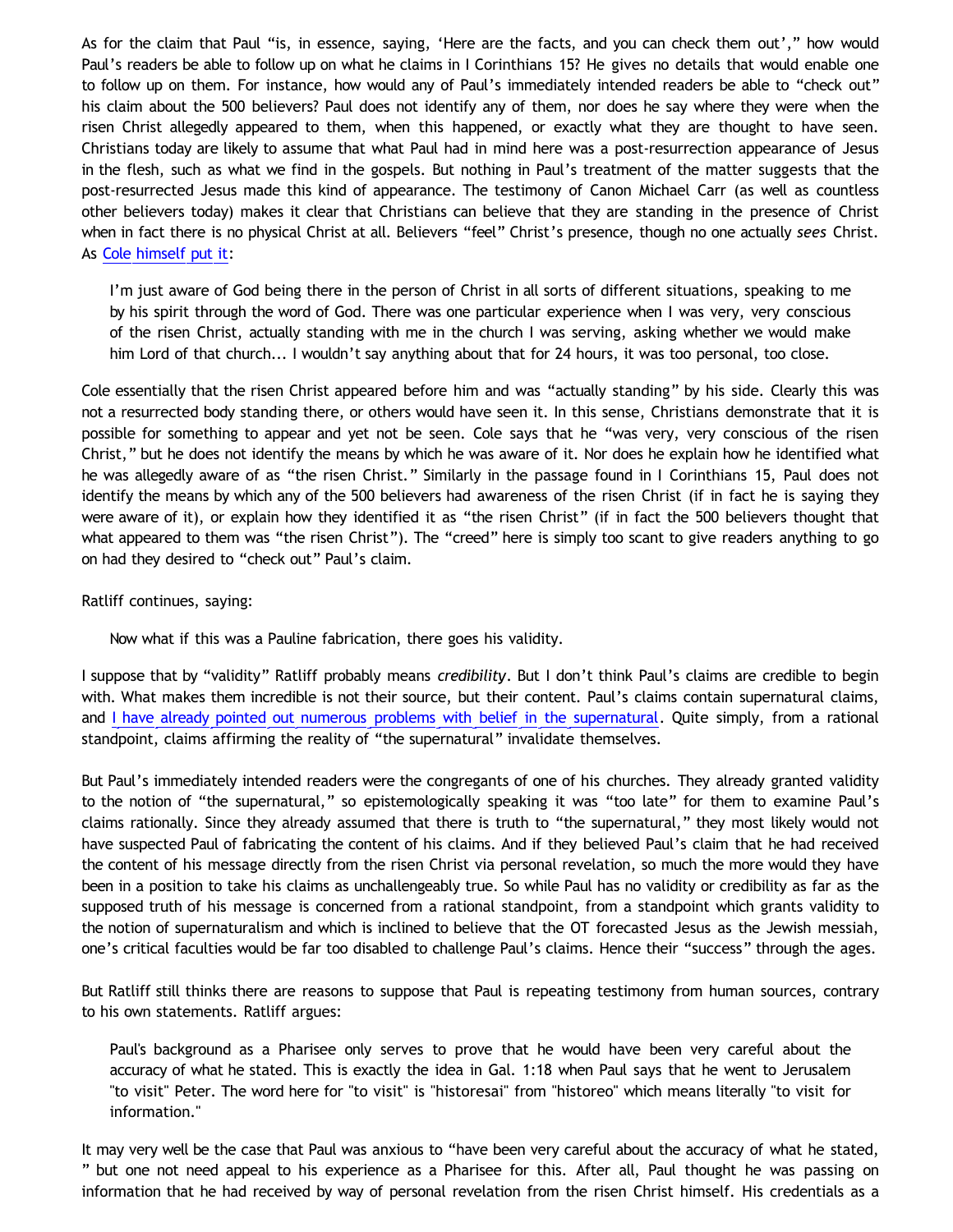As for the claim that Paul "is, in essence, saying, 'Here are the facts, and you can check them out'," how would Paul's readers be able to follow up on what he claims in I Corinthians 15? He gives no details that would enable one to follow up on them. For instance, how would any of Paul's immediately intended readers be able to "check out" his claim about the 500 believers? Paul does not identify any of them, nor does he say where they were when the risen Christ allegedly appeared to them, when this happened, or exactly what they are thought to have seen. Christians today are likely to assume that what Paul had in mind here was a post-resurrection appearance of Jesus in the flesh, such as what we find in the gospels. But nothing in Paul's treatment of the matter suggests that the post-resurrected Jesus made this kind of appearance. The testimony of Canon Michael Carr (as well as countless other believers today) makes it clear that Christians can believe that they are standing in the presence of Christ when in fact there is no physical Christ at all. Believers "feel" Christ's presence, though no one actually *sees* Christ. As Cole himself put it:

> I'm just aware of God being there in the person of Christ in all sorts of different situations, speaking to me by his spirit through the word of God. There was one particular experience when I was very, very conscious of the risen Christ, actually standing with me in the church I was serving, asking whether we would make him Lord of that church... I wouldn't say anything about that for 24 hours, it was too personal, too close.

Cole essentially that the risen Christ appeared before him and was "actually standing" by his side. Clearly this was not a resurrected body standing there, or others would have seen it. In this sense, Christians demonstrate that it is possible for something to appear and yet not be seen. Cole says that he "was very, very conscious of the risen Christ," but he does not identify the means by which he was aware of it. Nor does he explain how he identified what he was allegedly aware of as "the risen Christ." Similarly in the passage found in I Corinthians 15, Paul does not identify the means by which any of the 500 believers had awareness of the risen Christ (if in fact he is saying they were aware of it), or explain how they identified it as "the risen Christ" (if in fact the 500 believers thought that what appeared to them was "the risen Christ"). The "creed" here is simply too scant to give readers anything to go on had they desired to "check out" Paul's claim.

Ratliff continues, saying:

> Now what if this was a Pauline fabrication, there goes his validity.

I suppose that by "validity" Ratliff probably means *credibility*. But I don't think Paul's claims are credible to begin with. What makes them incredible is not their source, but their content. Paul's claims contain supernatural claims, and I have already pointed out numerous problems with belief in the supernatural. Quite simply, from a rational standpoint, claims affirming the reality of "the supernatural" invalidate themselves.

But Paul's immediately intended readers were the congregants of one of his churches. They already granted validity to the notion of "the supernatural," so epistemologically speaking it was "too late" for them to examine Paul's claims rationally. Since they already assumed that there is truth to "the supernatural," they most likely would not have suspected Paul of fabricating the content of his claims. And if they believed Paul's claim that he had received the content of his message directly from the risen Christ via personal revelation, so much the more would they have been in a position to take his claims as unchallengeably true. So while Paul has no validity or credibility as far as the supposed truth of his message is concerned from a rational standpoint, from a standpoint which grants validity to the notion of supernaturalism and which is inclined to believe that the OT forecasted Jesus as the Jewish messiah, one's critical faculties would be far too disabled to challenge Paul's claims. Hence their "success" through the ages.

But Ratliff still thinks there are reasons to suppose that Paul is repeating testimony from human sources, contrary to his own statements. Ratliff argues:

> Paul's background as a Pharisee only serves to prove that he would have been very careful about the accuracy of what he stated. This is exactly the idea in Gal. 1:18 when Paul says that he went to Jerusalem "to visit" Peter. The word here for "to visit" is "historesai" from "historeo" which means literally "to visit for information."

It may very well be the case that Paul was anxious to "have been very careful about the accuracy of what he stated, " but one not need appeal to his experience as a Pharisee for this. After all, Paul thought he was passing on information that he had received by way of personal revelation from the risen Christ himself. His credentials as a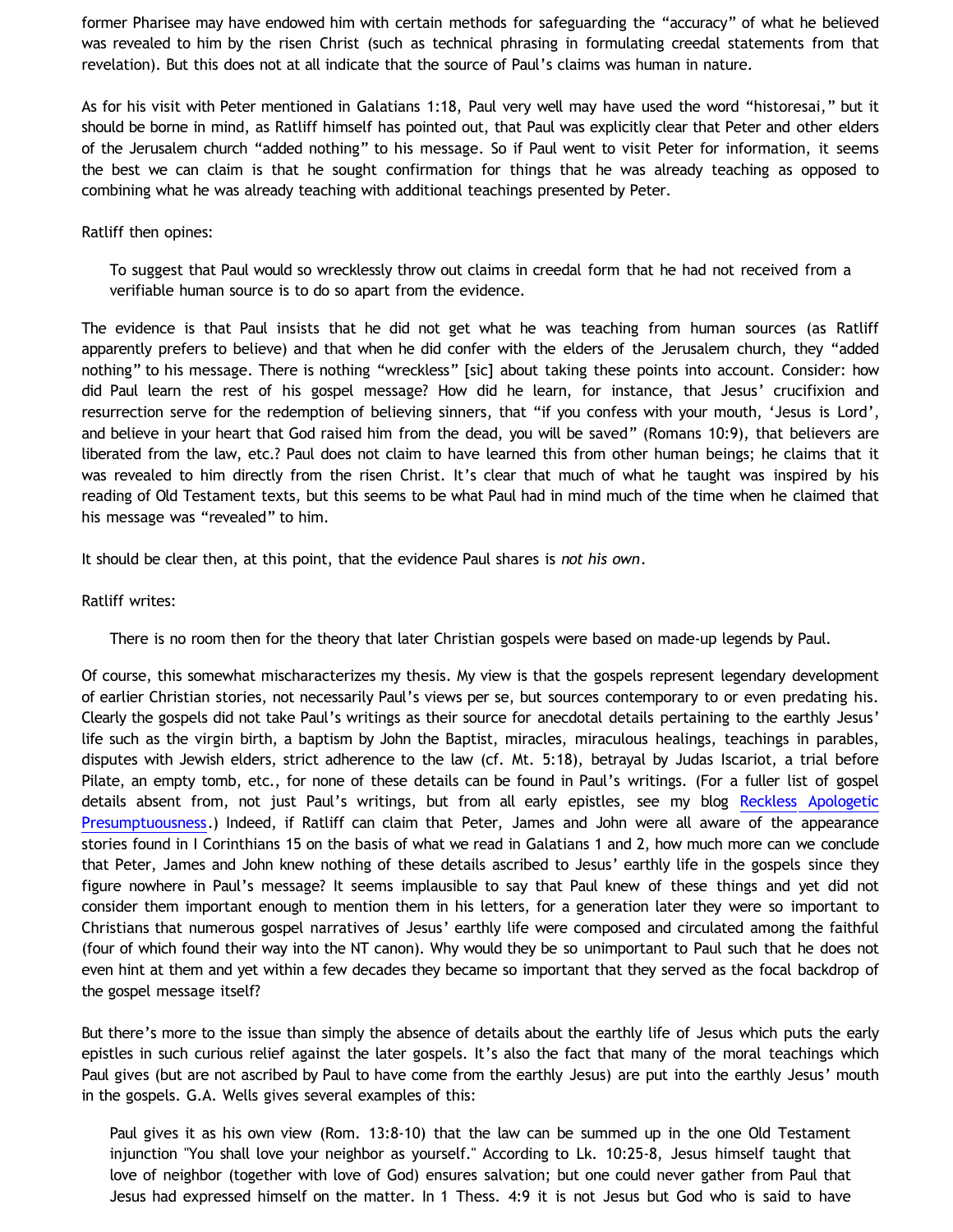former Pharisee may have endowed him with certain methods for safeguarding the “accuracy” of what he believed was revealed to him by the risen Christ (such as technical phrasing in formulating creedal statements from that revelation). But this does not at all indicate that the source of Paul’s claims was human in nature.

As for his visit with Peter mentioned in Galatians 1:18, Paul very well may have used the word “historesai,” but it should be borne in mind, as Ratliff himself has pointed out, that Paul was explicitly clear that Peter and other elders of the Jerusalem church “added nothing” to his message. So if Paul went to visit Peter for information, it seems the best we can claim is that he sought confirmation for things that he was already teaching as opposed to combining what he was already teaching with additional teachings presented by Peter.

Ratliff then opines:

> To suggest that Paul would so wrecklessly throw out claims in creedal form that he had not received from a verifiable human source is to do so apart from the evidence.

The evidence is that Paul insists that he did not get what he was teaching from human sources (as Ratliff apparently prefers to believe) and that when he did confer with the elders of the Jerusalem church, they “added nothing” to his message. There is nothing “wreckless” [sic] about taking these points into account. Consider: how did Paul learn the rest of his gospel message? How did he learn, for instance, that Jesus’ crucifixion and resurrection serve for the redemption of believing sinners, that “if you confess with your mouth, ‘Jesus is Lord’, and believe in your heart that God raised him from the dead, you will be saved” (Romans 10:9), that believers are liberated from the law, etc.? Paul does not claim to have learned this from other human beings; he claims that it was revealed to him directly from the risen Christ. It’s clear that much of what he taught was inspired by his reading of Old Testament texts, but this seems to be what Paul had in mind much of the time when he claimed that his message was “revealed” to him.

It should be clear then, at this point, that the evidence Paul shares is *not his own*.

Ratliff writes:

> There is no room then for the theory that later Christian gospels were based on made-up legends by Paul.

Of course, this somewhat mischaracterizes my thesis. My view is that the gospels represent legendary development of earlier Christian stories, not necessarily Paul’s views per se, but sources contemporary to or even predating his. Clearly the gospels did not take Paul’s writings as their source for anecdotal details pertaining to the earthly Jesus’ life such as the virgin birth, a baptism by John the Baptist, miracles, miraculous healings, teachings in parables, disputes with Jewish elders, strict adherence to the law (cf. Mt. 5:18), betrayal by Judas Iscariot, a trial before Pilate, an empty tomb, etc., for none of these details can be found in Paul’s writings. (For a fuller list of gospel details absent from, not just Paul’s writings, but from all early epistles, see my blog [Reckless Apologetic Presumptuousness].) Indeed, if Ratliff can claim that Peter, James and John were all aware of the appearance stories found in I Corinthians 15 on the basis of what we read in Galatians 1 and 2, how much more can we conclude that Peter, James and John knew nothing of these details ascribed to Jesus’ earthly life in the gospels since they figure nowhere in Paul’s message? It seems implausible to say that Paul knew of these things and yet did not consider them important enough to mention them in his letters, for a generation later they were so important to Christians that numerous gospel narratives of Jesus’ earthly life were composed and circulated among the faithful (four of which found their way into the NT canon). Why would they be so unimportant to Paul such that he does not even hint at them and yet within a few decades they became so important that they served as the focal backdrop of the gospel message itself?

But there’s more to the issue than simply the absence of details about the earthly life of Jesus which puts the early epistles in such curious relief against the later gospels. It’s also the fact that many of the moral teachings which Paul gives (but are not ascribed by Paul to have come from the earthly Jesus) are put into the earthly Jesus’ mouth in the gospels. G.A. Wells gives several examples of this:

> Paul gives it as his own view (Rom. 13:8-10) that the law can be summed up in the one Old Testament injunction "You shall love your neighbor as yourself." According to Lk. 10:25-8, Jesus himself taught that love of neighbor (together with love of God) ensures salvation; but one could never gather from Paul that Jesus had expressed himself on the matter. In 1 Thess. 4:9 it is not Jesus but God who is said to have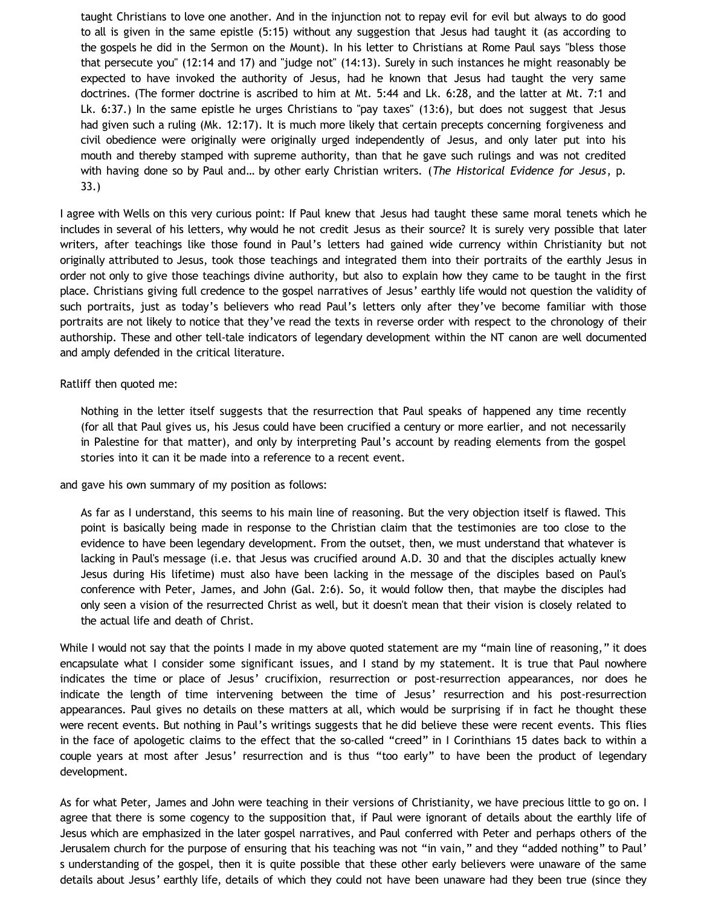> taught Christians to love one another. And in the injunction not to repay evil for evil but always to do good to all is given in the same epistle (5:15) without any suggestion that Jesus had taught it (as according to the gospels he did in the Sermon on the Mount). In his letter to Christians at Rome Paul says "bless those that persecute you" (12:14 and 17) and "judge not" (14:13). Surely in such instances he might reasonably be expected to have invoked the authority of Jesus, had he known that Jesus had taught the very same doctrines. (The former doctrine is ascribed to him at Mt. 5:44 and Lk. 6:28, and the latter at Mt. 7:1 and Lk. 6:37.) In the same epistle he urges Christians to "pay taxes" (13:6), but does not suggest that Jesus had given such a ruling (Mk. 12:17). It is much more likely that certain precepts concerning forgiveness and civil obedience were originally were originally urged independently of Jesus, and only later put into his mouth and thereby stamped with supreme authority, than that he gave such rulings and was not credited with having done so by Paul and… by other early Christian writers. (*The Historical Evidence for Jesus*, p. 33.)

I agree with Wells on this very curious point: If Paul knew that Jesus had taught these same moral tenets which he includes in several of his letters, why would he not credit Jesus as their source? It is surely very possible that later writers, after teachings like those found in Paul's letters had gained wide currency within Christianity but not originally attributed to Jesus, took those teachings and integrated them into their portraits of the earthly Jesus in order not only to give those teachings divine authority, but also to explain how they came to be taught in the first place. Christians giving full credence to the gospel narratives of Jesus' earthly life would not question the validity of such portraits, just as today's believers who read Paul's letters only after they've become familiar with those portraits are not likely to notice that they've read the texts in reverse order with respect to the chronology of their authorship. These and other tell-tale indicators of legendary development within the NT canon are well documented and amply defended in the critical literature.

Ratliff then quoted me:

> Nothing in the letter itself suggests that the resurrection that Paul speaks of happened any time recently (for all that Paul gives us, his Jesus could have been crucified a century or more earlier, and not necessarily in Palestine for that matter), and only by interpreting Paul's account by reading elements from the gospel stories into it can it be made into a reference to a recent event.

and gave his own summary of my position as follows:

> As far as I understand, this seems to his main line of reasoning. But the very objection itself is flawed. This point is basically being made in response to the Christian claim that the testimonies are too close to the evidence to have been legendary development. From the outset, then, we must understand that whatever is lacking in Paul's message (i.e. that Jesus was crucified around A.D. 30 and that the disciples actually knew Jesus during His lifetime) must also have been lacking in the message of the disciples based on Paul's conference with Peter, James, and John (Gal. 2:6). So, it would follow then, that maybe the disciples had only seen a vision of the resurrected Christ as well, but it doesn't mean that their vision is closely related to the actual life and death of Christ.

While I would not say that the points I made in my above quoted statement are my "main line of reasoning," it does encapsulate what I consider some significant issues, and I stand by my statement. It is true that Paul nowhere indicates the time or place of Jesus' crucifixion, resurrection or post-resurrection appearances, nor does he indicate the length of time intervening between the time of Jesus' resurrection and his post-resurrection appearances. Paul gives no details on these matters at all, which would be surprising if in fact he thought these were recent events. But nothing in Paul's writings suggests that he did believe these were recent events. This flies in the face of apologetic claims to the effect that the so-called "creed" in I Corinthians 15 dates back to within a couple years at most after Jesus' resurrection and is thus "too early" to have been the product of legendary development.

As for what Peter, James and John were teaching in their versions of Christianity, we have precious little to go on. I agree that there is some cogency to the supposition that, if Paul were ignorant of details about the earthly life of Jesus which are emphasized in the later gospel narratives, and Paul conferred with Peter and perhaps others of the Jerusalem church for the purpose of ensuring that his teaching was not "in vain," and they "added nothing" to Paul's understanding of the gospel, then it is quite possible that these other early believers were unaware of the same details about Jesus' earthly life, details of which they could not have been unaware had they been true (since they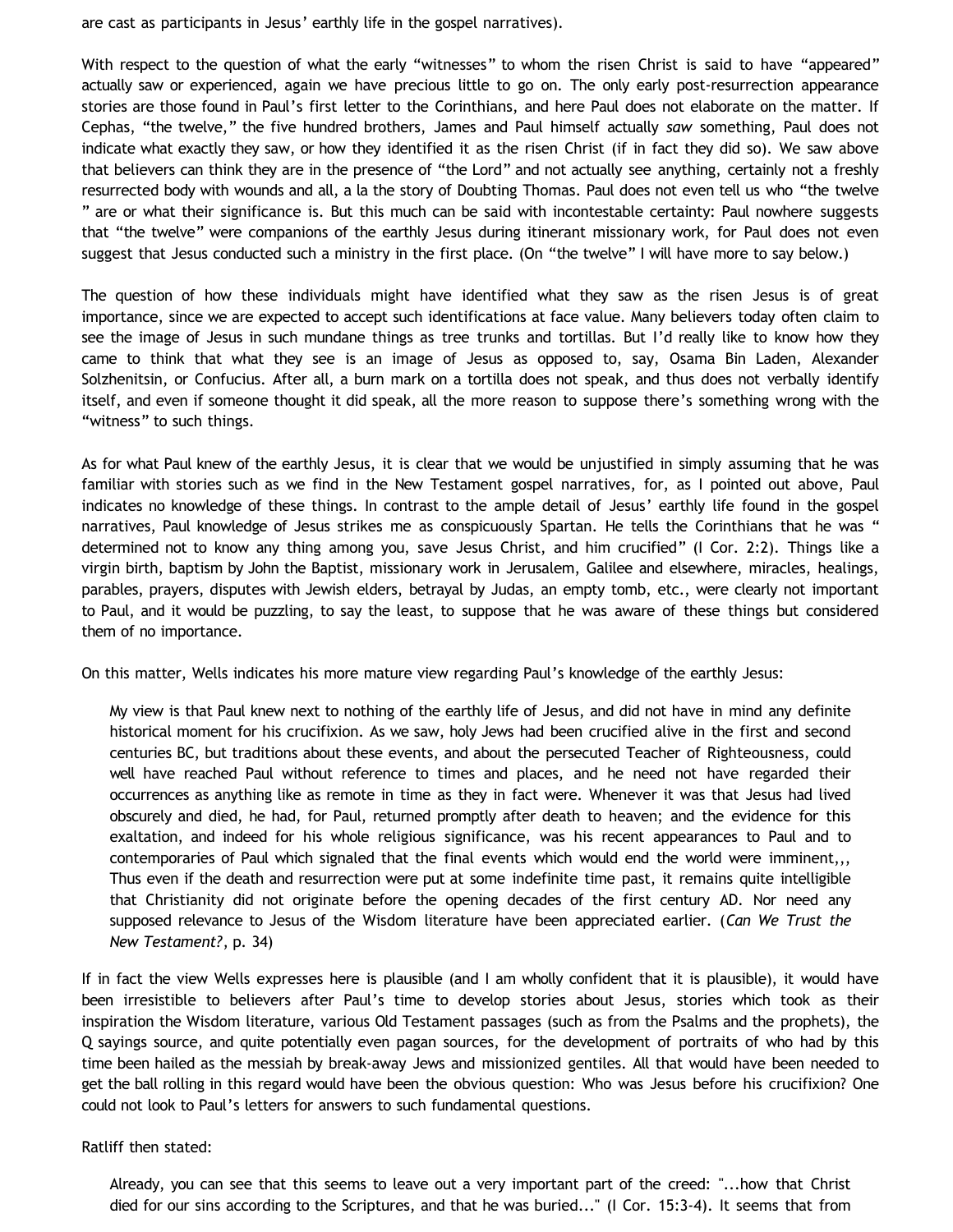are cast as participants in Jesus' earthly life in the gospel narratives).

With respect to the question of what the early "witnesses" to whom the risen Christ is said to have "appeared" actually saw or experienced, again we have precious little to go on. The only early post-resurrection appearance stories are those found in Paul's first letter to the Corinthians, and here Paul does not elaborate on the matter. If Cephas, "the twelve," the five hundred brothers, James and Paul himself actually *saw* something, Paul does not indicate what exactly they saw, or how they identified it as the risen Christ (if in fact they did so). We saw above that believers can think they are in the presence of "the Lord" and not actually see anything, certainly not a freshly resurrected body with wounds and all, a la the story of Doubting Thomas. Paul does not even tell us who "the twelve " are or what their significance is. But this much can be said with incontestable certainty: Paul nowhere suggests that "the twelve" were companions of the earthly Jesus during itinerant missionary work, for Paul does not even suggest that Jesus conducted such a ministry in the first place. (On "the twelve" I will have more to say below.)

The question of how these individuals might have identified what they saw as the risen Jesus is of great importance, since we are expected to accept such identifications at face value. Many believers today often claim to see the image of Jesus in such mundane things as tree trunks and tortillas. But I'd really like to know how they came to think that what they see is an image of Jesus as opposed to, say, Osama Bin Laden, Alexander Solzhenitsin, or Confucius. After all, a burn mark on a tortilla does not speak, and thus does not verbally identify itself, and even if someone thought it did speak, all the more reason to suppose there's something wrong with the "witness" to such things.

As for what Paul knew of the earthly Jesus, it is clear that we would be unjustified in simply assuming that he was familiar with stories such as we find in the New Testament gospel narratives, for, as I pointed out above, Paul indicates no knowledge of these things. In contrast to the ample detail of Jesus' earthly life found in the gospel narratives, Paul knowledge of Jesus strikes me as conspicuously Spartan. He tells the Corinthians that he was " determined not to know any thing among you, save Jesus Christ, and him crucified" (I Cor. 2:2). Things like a virgin birth, baptism by John the Baptist, missionary work in Jerusalem, Galilee and elsewhere, miracles, healings, parables, prayers, disputes with Jewish elders, betrayal by Judas, an empty tomb, etc., were clearly not important to Paul, and it would be puzzling, to say the least, to suppose that he was aware of these things but considered them of no importance.

On this matter, Wells indicates his more mature view regarding Paul's knowledge of the earthly Jesus:

> My view is that Paul knew next to nothing of the earthly life of Jesus, and did not have in mind any definite historical moment for his crucifixion. As we saw, holy Jews had been crucified alive in the first and second centuries BC, but traditions about these events, and about the persecuted Teacher of Righteousness, could well have reached Paul without reference to times and places, and he need not have regarded their occurrences as anything like as remote in time as they in fact were. Whenever it was that Jesus had lived obscurely and died, he had, for Paul, returned promptly after death to heaven; and the evidence for this exaltation, and indeed for his whole religious significance, was his recent appearances to Paul and to contemporaries of Paul which signaled that the final events which would end the world were imminent,,, Thus even if the death and resurrection were put at some indefinite time past, it remains quite intelligible that Christianity did not originate before the opening decades of the first century AD. Nor need any supposed relevance to Jesus of the Wisdom literature have been appreciated earlier. (*Can We Trust the New Testament?*, p. 34)

If in fact the view Wells expresses here is plausible (and I am wholly confident that it is plausible), it would have been irresistible to believers after Paul's time to develop stories about Jesus, stories which took as their inspiration the Wisdom literature, various Old Testament passages (such as from the Psalms and the prophets), the Q sayings source, and quite potentially even pagan sources, for the development of portraits of who had by this time been hailed as the messiah by break-away Jews and missionized gentiles. All that would have been needed to get the ball rolling in this regard would have been the obvious question: Who was Jesus before his crucifixion? One could not look to Paul's letters for answers to such fundamental questions.

Ratliff then stated:

> Already, you can see that this seems to leave out a very important part of the creed: "...how that Christ died for our sins according to the Scriptures, and that he was buried..." (I Cor. 15:3-4). It seems that from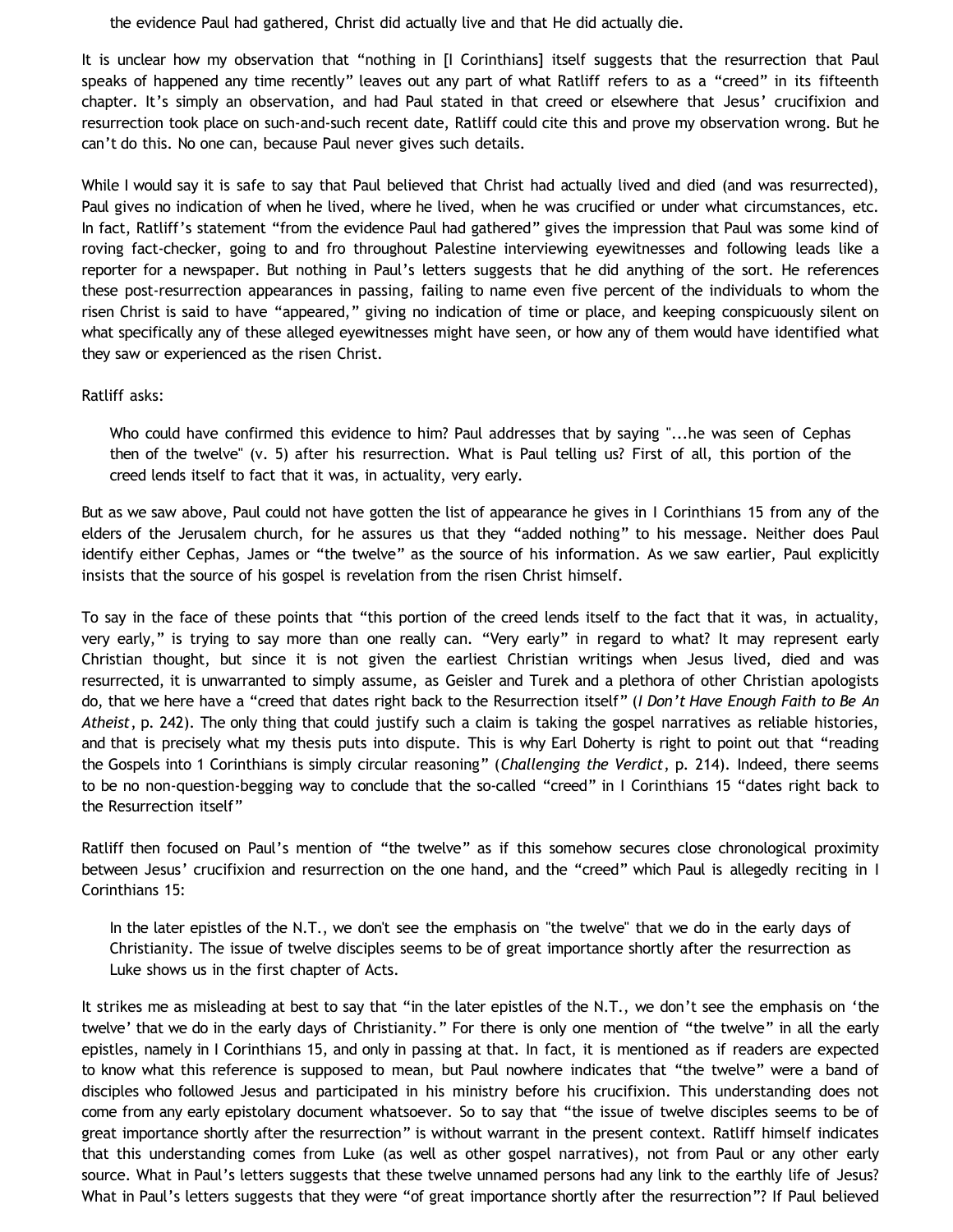> the evidence Paul had gathered, Christ did actually live and that He did actually die.

It is unclear how my observation that "nothing in [I Corinthians] itself suggests that the resurrection that Paul speaks of happened any time recently" leaves out any part of what Ratliff refers to as a "creed" in its fifteenth chapter. It's simply an observation, and had Paul stated in that creed or elsewhere that Jesus' crucifixion and resurrection took place on such-and-such recent date, Ratliff could cite this and prove my observation wrong. But he can't do this. No one can, because Paul never gives such details.

While I would say it is safe to say that Paul believed that Christ had actually lived and died (and was resurrected), Paul gives no indication of when he lived, where he lived, when he was crucified or under what circumstances, etc. In fact, Ratliff's statement "from the evidence Paul had gathered" gives the impression that Paul was some kind of roving fact-checker, going to and fro throughout Palestine interviewing eyewitnesses and following leads like a reporter for a newspaper. But nothing in Paul's letters suggests that he did anything of the sort. He references these post-resurrection appearances in passing, failing to name even five percent of the individuals to whom the risen Christ is said to have "appeared," giving no indication of time or place, and keeping conspicuously silent on what specifically any of these alleged eyewitnesses might have seen, or how any of them would have identified what they saw or experienced as the risen Christ.

Ratliff asks:

> Who could have confirmed this evidence to him? Paul addresses that by saying "...he was seen of Cephas then of the twelve" (v. 5) after his resurrection. What is Paul telling us? First of all, this portion of the creed lends itself to fact that it was, in actuality, very early.

But as we saw above, Paul could not have gotten the list of appearance he gives in I Corinthians 15 from any of the elders of the Jerusalem church, for he assures us that they "added nothing" to his message. Neither does Paul identify either Cephas, James or "the twelve" as the source of his information. As we saw earlier, Paul explicitly insists that the source of his gospel is revelation from the risen Christ himself.

To say in the face of these points that "this portion of the creed lends itself to the fact that it was, in actuality, very early," is trying to say more than one really can. "Very early" in regard to what? It may represent early Christian thought, but since it is not given the earliest Christian writings when Jesus lived, died and was resurrected, it is unwarranted to simply assume, as Geisler and Turek and a plethora of other Christian apologists do, that we here have a "creed that dates right back to the Resurrection itself" (*I Don't Have Enough Faith to Be An Atheist*, p. 242). The only thing that could justify such a claim is taking the gospel narratives as reliable histories, and that is precisely what my thesis puts into dispute. This is why Earl Doherty is right to point out that "reading the Gospels into 1 Corinthians is simply circular reasoning" (*Challenging the Verdict*, p. 214). Indeed, there seems to be no non-question-begging way to conclude that the so-called "creed" in I Corinthians 15 "dates right back to the Resurrection itself"

Ratliff then focused on Paul's mention of "the twelve" as if this somehow secures close chronological proximity between Jesus' crucifixion and resurrection on the one hand, and the "creed" which Paul is allegedly reciting in I Corinthians 15:

> In the later epistles of the N.T., we don't see the emphasis on "the twelve" that we do in the early days of Christianity. The issue of twelve disciples seems to be of great importance shortly after the resurrection as Luke shows us in the first chapter of Acts.

It strikes me as misleading at best to say that "in the later epistles of the N.T., we don't see the emphasis on 'the twelve' that we do in the early days of Christianity." For there is only one mention of "the twelve" in all the early epistles, namely in I Corinthians 15, and only in passing at that. In fact, it is mentioned as if readers are expected to know what this reference is supposed to mean, but Paul nowhere indicates that "the twelve" were a band of disciples who followed Jesus and participated in his ministry before his crucifixion. This understanding does not come from any early epistolary document whatsoever. So to say that "the issue of twelve disciples seems to be of great importance shortly after the resurrection" is without warrant in the present context. Ratliff himself indicates that this understanding comes from Luke (as well as other gospel narratives), not from Paul or any other early source. What in Paul's letters suggests that these twelve unnamed persons had any link to the earthly life of Jesus? What in Paul's letters suggests that they were "of great importance shortly after the resurrection"? If Paul believed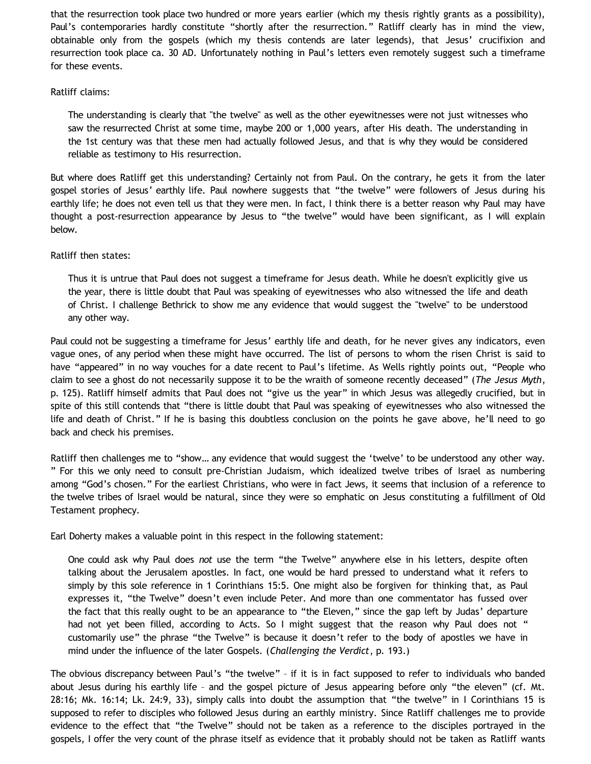that the resurrection took place two hundred or more years earlier (which my thesis rightly grants as a possibility), Paul's contemporaries hardly constitute "shortly after the resurrection." Ratliff clearly has in mind the view, obtainable only from the gospels (which my thesis contends are later legends), that Jesus' crucifixion and resurrection took place ca. 30 AD. Unfortunately nothing in Paul's letters even remotely suggest such a timeframe for these events.

Ratliff claims:

> The understanding is clearly that "the twelve" as well as the other eyewitnesses were not just witnesses who saw the resurrected Christ at some time, maybe 200 or 1,000 years, after His death. The understanding in the 1st century was that these men had actually followed Jesus, and that is why they would be considered reliable as testimony to His resurrection.

But where does Ratliff get this understanding? Certainly not from Paul. On the contrary, he gets it from the later gospel stories of Jesus' earthly life. Paul nowhere suggests that "the twelve" were followers of Jesus during his earthly life; he does not even tell us that they were men. In fact, I think there is a better reason why Paul may have thought a post-resurrection appearance by Jesus to "the twelve" would have been significant, as I will explain below.

Ratliff then states:

> Thus it is untrue that Paul does not suggest a timeframe for Jesus death. While he doesn't explicitly give us the year, there is little doubt that Paul was speaking of eyewitnesses who also witnessed the life and death of Christ. I challenge Bethrick to show me any evidence that would suggest the "twelve" to be understood any other way.

Paul could not be suggesting a timeframe for Jesus' earthly life and death, for he never gives any indicators, even vague ones, of any period when these might have occurred. The list of persons to whom the risen Christ is said to have "appeared" in no way vouches for a date recent to Paul's lifetime. As Wells rightly points out, "People who claim to see a ghost do not necessarily suppose it to be the wraith of someone recently deceased" (*The Jesus Myth*, p. 125). Ratliff himself admits that Paul does not "give us the year" in which Jesus was allegedly crucified, but in spite of this still contends that "there is little doubt that Paul was speaking of eyewitnesses who also witnessed the life and death of Christ." If he is basing this doubtless conclusion on the points he gave above, he'll need to go back and check his premises.

Ratliff then challenges me to "show… any evidence that would suggest the 'twelve' to be understood any other way." For this we only need to consult pre-Christian Judaism, which idealized twelve tribes of Israel as numbering among "God's chosen." For the earliest Christians, who were in fact Jews, it seems that inclusion of a reference to the twelve tribes of Israel would be natural, since they were so emphatic on Jesus constituting a fulfillment of Old Testament prophecy.

Earl Doherty makes a valuable point in this respect in the following statement:

> One could ask why Paul does *not* use the term "the Twelve" anywhere else in his letters, despite often talking about the Jerusalem apostles. In fact, one would be hard pressed to understand what it refers to simply by this sole reference in 1 Corinthians 15:5. One might also be forgiven for thinking that, as Paul expresses it, "the Twelve" doesn't even include Peter. And more than one commentator has fussed over the fact that this really ought to be an appearance to "the Eleven," since the gap left by Judas' departure had not yet been filled, according to Acts. So I might suggest that the reason why Paul does not "customarily use" the phrase "the Twelve" is because it doesn't refer to the body of apostles we have in mind under the influence of the later Gospels. (*Challenging the Verdict*, p. 193.)

The obvious discrepancy between Paul's "the twelve" – if it is in fact supposed to refer to individuals who banded about Jesus during his earthly life – and the gospel picture of Jesus appearing before only "the eleven" (cf. Mt. 28:16; Mk. 16:14; Lk. 24:9, 33), simply calls into doubt the assumption that "the twelve" in I Corinthians 15 is supposed to refer to disciples who followed Jesus during an earthly ministry. Since Ratliff challenges me to provide evidence to the effect that "the Twelve" should not be taken as a reference to the disciples portrayed in the gospels, I offer the very count of the phrase itself as evidence that it probably should not be taken as Ratliff wants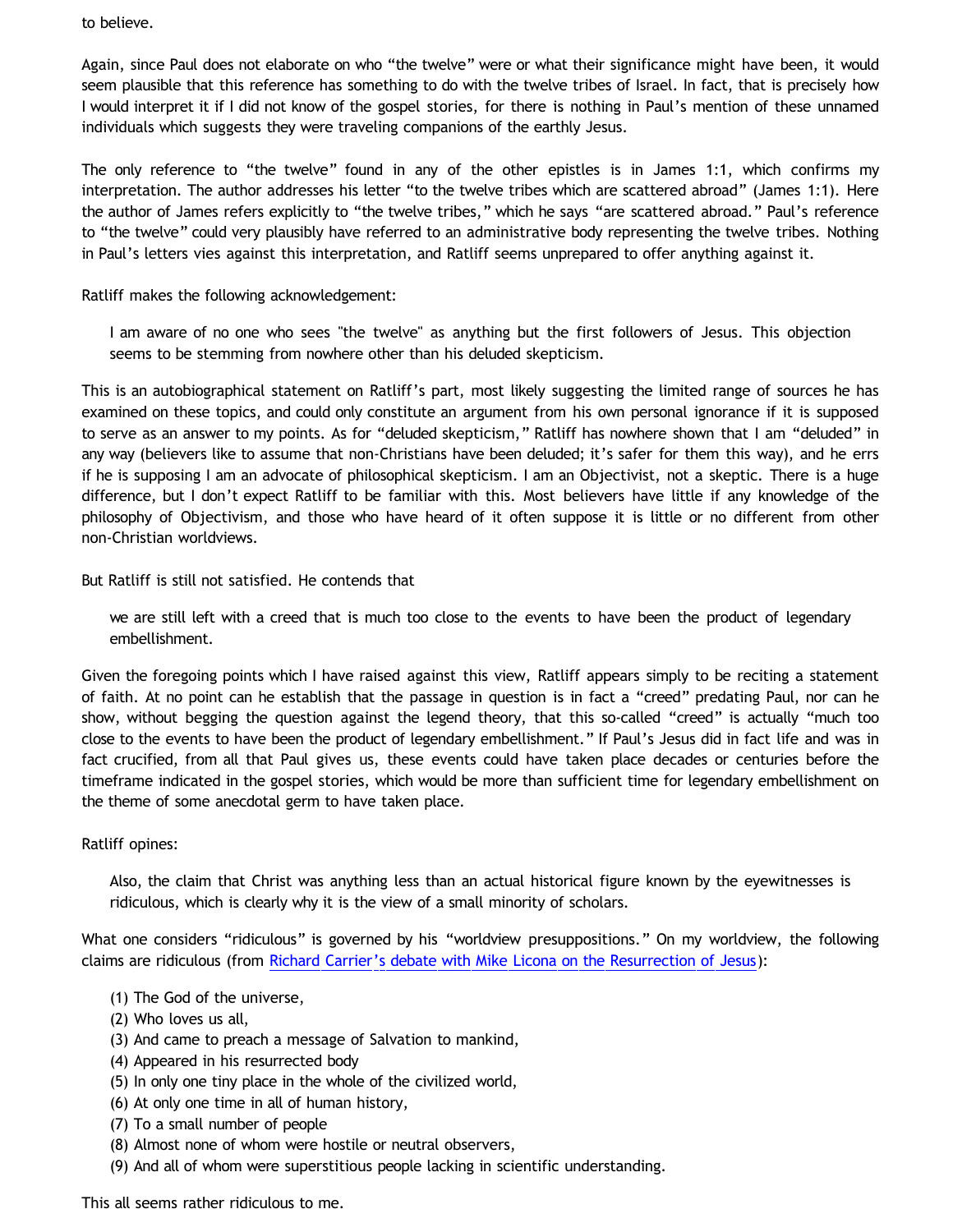to believe.

Again, since Paul does not elaborate on who "the twelve" were or what their significance might have been, it would seem plausible that this reference has something to do with the twelve tribes of Israel. In fact, that is precisely how I would interpret it if I did not know of the gospel stories, for there is nothing in Paul's mention of these unnamed individuals which suggests they were traveling companions of the earthly Jesus.

The only reference to "the twelve" found in any of the other epistles is in James 1:1, which confirms my interpretation. The author addresses his letter "to the twelve tribes which are scattered abroad" (James 1:1). Here the author of James refers explicitly to "the twelve tribes," which he says "are scattered abroad." Paul's reference to "the twelve" could very plausibly have referred to an administrative body representing the twelve tribes. Nothing in Paul's letters vies against this interpretation, and Ratliff seems unprepared to offer anything against it.

Ratliff makes the following acknowledgement:

> I am aware of no one who sees "the twelve" as anything but the first followers of Jesus. This objection seems to be stemming from nowhere other than his deluded skepticism.

This is an autobiographical statement on Ratliff's part, most likely suggesting the limited range of sources he has examined on these topics, and could only constitute an argument from his own personal ignorance if it is supposed to serve as an answer to my points. As for "deluded skepticism," Ratliff has nowhere shown that I am "deluded" in any way (believers like to assume that non-Christians have been deluded; it's safer for them this way), and he errs if he is supposing I am an advocate of philosophical skepticism. I am an Objectivist, not a skeptic. There is a huge difference, but I don't expect Ratliff to be familiar with this. Most believers have little if any knowledge of the philosophy of Objectivism, and those who have heard of it often suppose it is little or no different from other non-Christian worldviews.

But Ratliff is still not satisfied. He contends that

> we are still left with a creed that is much too close to the events to have been the product of legendary embellishment.

Given the foregoing points which I have raised against this view, Ratliff appears simply to be reciting a statement of faith. At no point can he establish that the passage in question is in fact a "creed" predating Paul, nor can he show, without begging the question against the legend theory, that this so-called "creed" is actually "much too close to the events to have been the product of legendary embellishment." If Paul's Jesus did in fact life and was in fact crucified, from all that Paul gives us, these events could have taken place decades or centuries before the timeframe indicated in the gospel stories, which would be more than sufficient time for legendary embellishment on the theme of some anecdotal germ to have taken place.

Ratliff opines:

> Also, the claim that Christ was anything less than an actual historical figure known by the eyewitnesses is ridiculous, which is clearly why it is the view of a small minority of scholars.

What one considers "ridiculous" is governed by his "worldview presuppositions." On my worldview, the following claims are ridiculous (from Richard Carrier's debate with Mike Licona on the Resurrection of Jesus):

> (1) The God of the universe,
> (2) Who loves us all,
> (3) And came to preach a message of Salvation to mankind,
> (4) Appeared in his resurrected body
> (5) In only one tiny place in the whole of the civilized world,
> (6) At only one time in all of human history,
> (7) To a small number of people
> (8) Almost none of whom were hostile or neutral observers,
> (9) And all of whom were superstitious people lacking in scientific understanding.

This all seems rather ridiculous to me.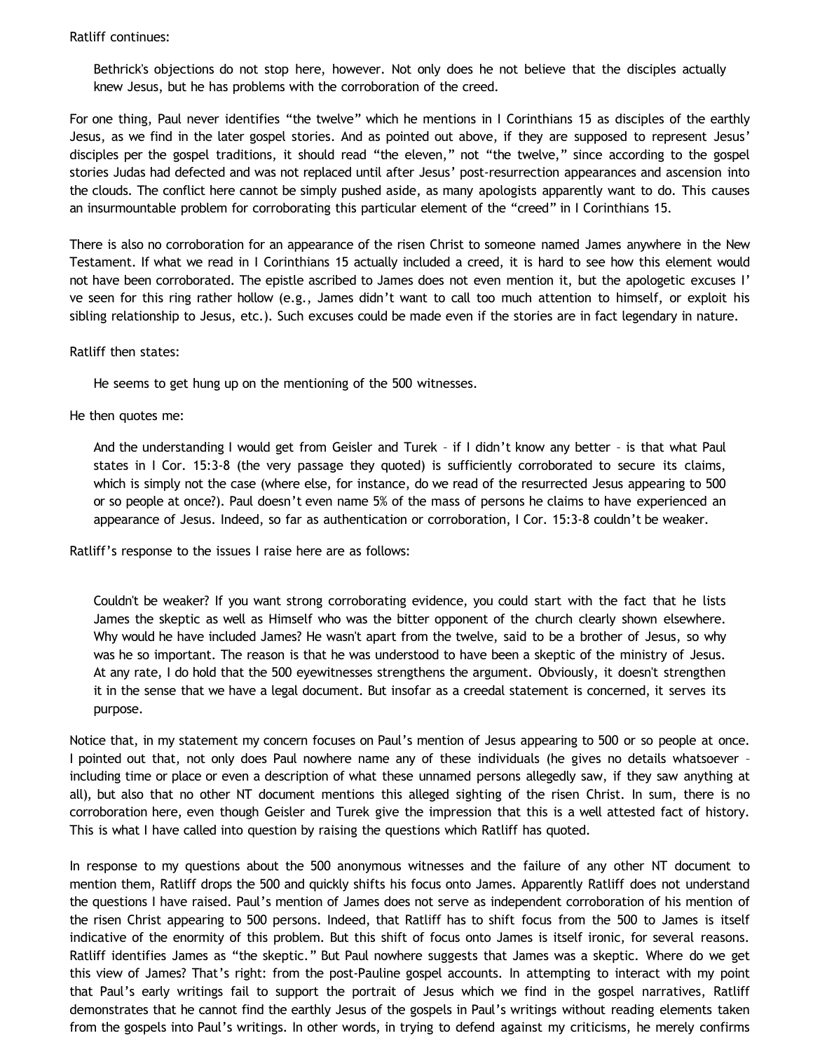Ratliff continues:

> Bethrick's objections do not stop here, however. Not only does he not believe that the disciples actually knew Jesus, but he has problems with the corroboration of the creed.

For one thing, Paul never identifies "the twelve" which he mentions in I Corinthians 15 as disciples of the earthly Jesus, as we find in the later gospel stories. And as pointed out above, if they are supposed to represent Jesus' disciples per the gospel traditions, it should read "the eleven," not "the twelve," since according to the gospel stories Judas had defected and was not replaced until after Jesus' post-resurrection appearances and ascension into the clouds. The conflict here cannot be simply pushed aside, as many apologists apparently want to do. This causes an insurmountable problem for corroborating this particular element of the "creed" in I Corinthians 15.

There is also no corroboration for an appearance of the risen Christ to someone named James anywhere in the New Testament. If what we read in I Corinthians 15 actually included a creed, it is hard to see how this element would not have been corroborated. The epistle ascribed to James does not even mention it, but the apologetic excuses I've seen for this ring rather hollow (e.g., James didn't want to call too much attention to himself, or exploit his sibling relationship to Jesus, etc.). Such excuses could be made even if the stories are in fact legendary in nature.

Ratliff then states:

> He seems to get hung up on the mentioning of the 500 witnesses.

He then quotes me:

> And the understanding I would get from Geisler and Turek – if I didn't know any better – is that what Paul states in I Cor. 15:3-8 (the very passage they quoted) is sufficiently corroborated to secure its claims, which is simply not the case (where else, for instance, do we read of the resurrected Jesus appearing to 500 or so people at once?). Paul doesn't even name 5% of the mass of persons he claims to have experienced an appearance of Jesus. Indeed, so far as authentication or corroboration, I Cor. 15:3-8 couldn't be weaker.

Ratliff's response to the issues I raise here are as follows:

> Couldn't be weaker? If you want strong corroborating evidence, you could start with the fact that he lists James the skeptic as well as Himself who was the bitter opponent of the church clearly shown elsewhere. Why would he have included James? He wasn't apart from the twelve, said to be a brother of Jesus, so why was he so important. The reason is that he was understood to have been a skeptic of the ministry of Jesus. At any rate, I do hold that the 500 eyewitnesses strengthens the argument. Obviously, it doesn't strengthen it in the sense that we have a legal document. But insofar as a creedal statement is concerned, it serves its purpose.

Notice that, in my statement my concern focuses on Paul's mention of Jesus appearing to 500 or so people at once. I pointed out that, not only does Paul nowhere name any of these individuals (he gives no details whatsoever – including time or place or even a description of what these unnamed persons allegedly saw, if they saw anything at all), but also that no other NT document mentions this alleged sighting of the risen Christ. In sum, there is no corroboration here, even though Geisler and Turek give the impression that this is a well attested fact of history. This is what I have called into question by raising the questions which Ratliff has quoted.

In response to my questions about the 500 anonymous witnesses and the failure of any other NT document to mention them, Ratliff drops the 500 and quickly shifts his focus onto James. Apparently Ratliff does not understand the questions I have raised. Paul's mention of James does not serve as independent corroboration of his mention of the risen Christ appearing to 500 persons. Indeed, that Ratliff has to shift focus from the 500 to James is itself indicative of the enormity of this problem. But this shift of focus onto James is itself ironic, for several reasons. Ratliff identifies James as "the skeptic." But Paul nowhere suggests that James was a skeptic. Where do we get this view of James? That's right: from the post-Pauline gospel accounts. In attempting to interact with my point that Paul's early writings fail to support the portrait of Jesus which we find in the gospel narratives, Ratliff demonstrates that he cannot find the earthly Jesus of the gospels in Paul's writings without reading elements taken from the gospels into Paul's writings. In other words, in trying to defend against my criticisms, he merely confirms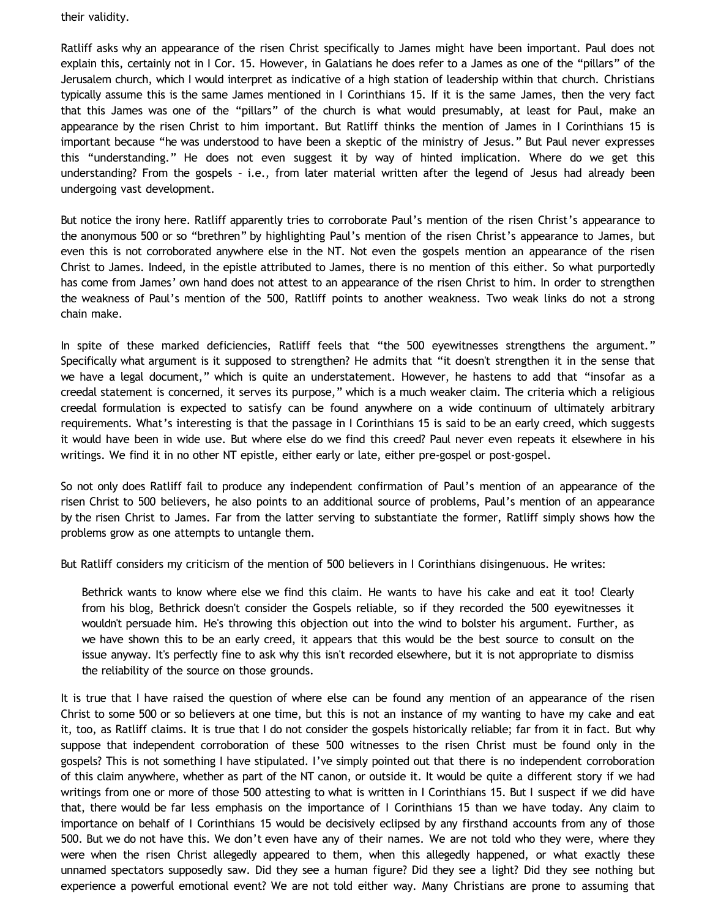their validity.

Ratliff asks why an appearance of the risen Christ specifically to James might have been important. Paul does not explain this, certainly not in I Cor. 15. However, in Galatians he does refer to a James as one of the "pillars" of the Jerusalem church, which I would interpret as indicative of a high station of leadership within that church. Christians typically assume this is the same James mentioned in I Corinthians 15. If it is the same James, then the very fact that this James was one of the "pillars" of the church is what would presumably, at least for Paul, make an appearance by the risen Christ to him important. But Ratliff thinks the mention of James in I Corinthians 15 is important because "he was understood to have been a skeptic of the ministry of Jesus." But Paul never expresses this "understanding." He does not even suggest it by way of hinted implication. Where do we get this understanding? From the gospels – i.e., from later material written after the legend of Jesus had already been undergoing vast development.

But notice the irony here. Ratliff apparently tries to corroborate Paul's mention of the risen Christ's appearance to the anonymous 500 or so "brethren" by highlighting Paul's mention of the risen Christ's appearance to James, but even this is not corroborated anywhere else in the NT. Not even the gospels mention an appearance of the risen Christ to James. Indeed, in the epistle attributed to James, there is no mention of this either. So what purportedly has come from James' own hand does not attest to an appearance of the risen Christ to him. In order to strengthen the weakness of Paul's mention of the 500, Ratliff points to another weakness. Two weak links do not a strong chain make.

In spite of these marked deficiencies, Ratliff feels that "the 500 eyewitnesses strengthens the argument." Specifically what argument is it supposed to strengthen? He admits that "it doesn't strengthen it in the sense that we have a legal document," which is quite an understatement. However, he hastens to add that "insofar as a creedal statement is concerned, it serves its purpose," which is a much weaker claim. The criteria which a religious creedal formulation is expected to satisfy can be found anywhere on a wide continuum of ultimately arbitrary requirements. What's interesting is that the passage in I Corinthians 15 is said to be an early creed, which suggests it would have been in wide use. But where else do we find this creed? Paul never even repeats it elsewhere in his writings. We find it in no other NT epistle, either early or late, either pre-gospel or post-gospel.

So not only does Ratliff fail to produce any independent confirmation of Paul's mention of an appearance of the risen Christ to 500 believers, he also points to an additional source of problems, Paul's mention of an appearance by the risen Christ to James. Far from the latter serving to substantiate the former, Ratliff simply shows how the problems grow as one attempts to untangle them.

But Ratliff considers my criticism of the mention of 500 believers in I Corinthians disingenuous. He writes:

> Bethrick wants to know where else we find this claim. He wants to have his cake and eat it too! Clearly from his blog, Bethrick doesn't consider the Gospels reliable, so if they recorded the 500 eyewitnesses it wouldn't persuade him. He's throwing this objection out into the wind to bolster his argument. Further, as we have shown this to be an early creed, it appears that this would be the best source to consult on the issue anyway. It's perfectly fine to ask why this isn't recorded elsewhere, but it is not appropriate to dismiss the reliability of the source on those grounds.

It is true that I have raised the question of where else can be found any mention of an appearance of the risen Christ to some 500 or so believers at one time, but this is not an instance of my wanting to have my cake and eat it, too, as Ratliff claims. It is true that I do not consider the gospels historically reliable; far from it in fact. But why suppose that independent corroboration of these 500 witnesses to the risen Christ must be found only in the gospels? This is not something I have stipulated. I've simply pointed out that there is no independent corroboration of this claim anywhere, whether as part of the NT canon, or outside it. It would be quite a different story if we had writings from one or more of those 500 attesting to what is written in I Corinthians 15. But I suspect if we did have that, there would be far less emphasis on the importance of I Corinthians 15 than we have today. Any claim to importance on behalf of I Corinthians 15 would be decisively eclipsed by any firsthand accounts from any of those 500. But we do not have this. We don't even have any of their names. We are not told who they were, where they were when the risen Christ allegedly appeared to them, when this allegedly happened, or what exactly these unnamed spectators supposedly saw. Did they see a human figure? Did they see a light? Did they see nothing but experience a powerful emotional event? We are not told either way. Many Christians are prone to assuming that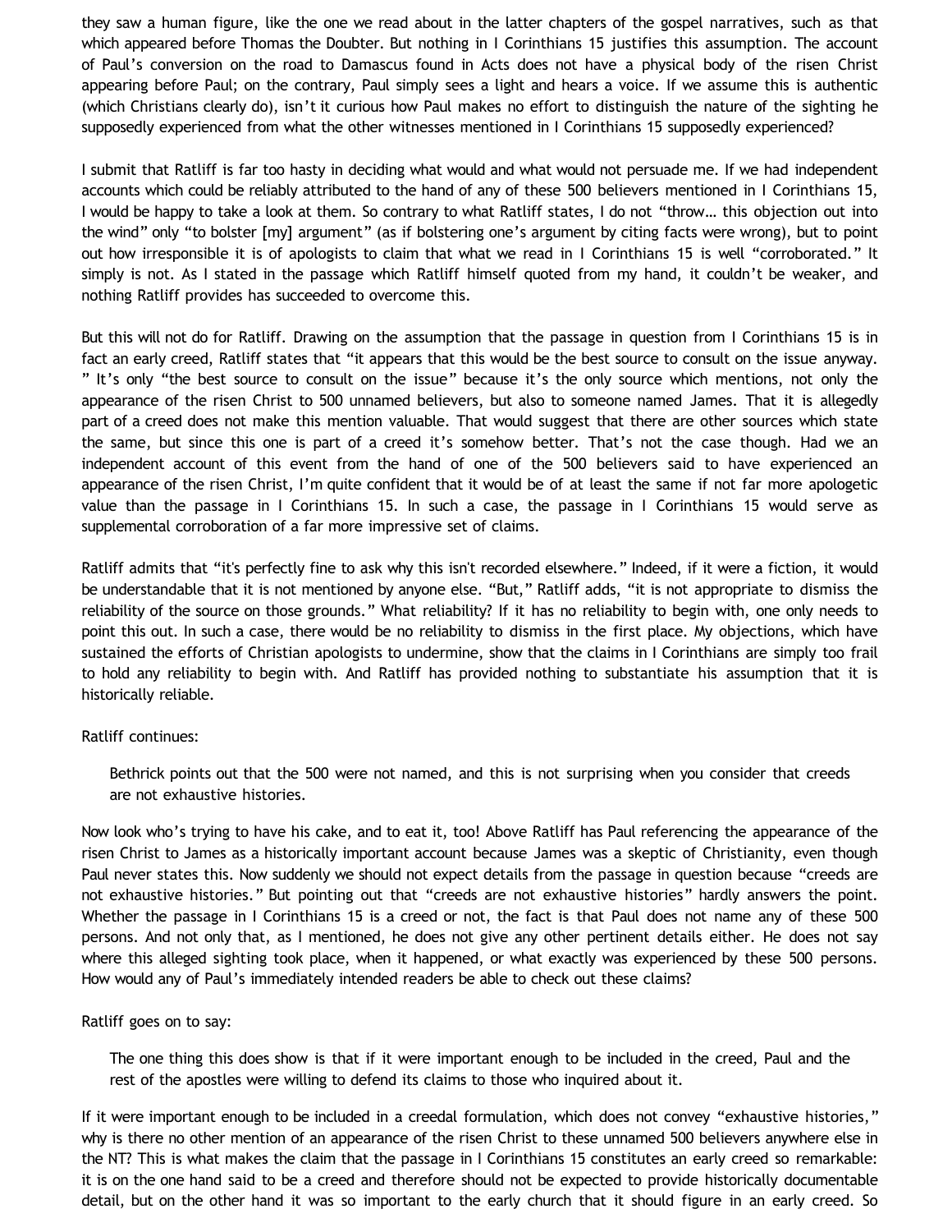they saw a human figure, like the one we read about in the latter chapters of the gospel narratives, such as that which appeared before Thomas the Doubter. But nothing in I Corinthians 15 justifies this assumption. The account of Paul's conversion on the road to Damascus found in Acts does not have a physical body of the risen Christ appearing before Paul; on the contrary, Paul simply sees a light and hears a voice. If we assume this is authentic (which Christians clearly do), isn't it curious how Paul makes no effort to distinguish the nature of the sighting he supposedly experienced from what the other witnesses mentioned in I Corinthians 15 supposedly experienced?

I submit that Ratliff is far too hasty in deciding what would and what would not persuade me. If we had independent accounts which could be reliably attributed to the hand of any of these 500 believers mentioned in I Corinthians 15, I would be happy to take a look at them. So contrary to what Ratliff states, I do not "throw… this objection out into the wind" only "to bolster [my] argument" (as if bolstering one's argument by citing facts were wrong), but to point out how irresponsible it is of apologists to claim that what we read in I Corinthians 15 is well "corroborated." It simply is not. As I stated in the passage which Ratliff himself quoted from my hand, it couldn't be weaker, and nothing Ratliff provides has succeeded to overcome this.

But this will not do for Ratliff. Drawing on the assumption that the passage in question from I Corinthians 15 is in fact an early creed, Ratliff states that "it appears that this would be the best source to consult on the issue anyway. " It's only "the best source to consult on the issue" because it's the only source which mentions, not only the appearance of the risen Christ to 500 unnamed believers, but also to someone named James. That it is allegedly part of a creed does not make this mention valuable. That would suggest that there are other sources which state the same, but since this one is part of a creed it's somehow better. That's not the case though. Had we an independent account of this event from the hand of one of the 500 believers said to have experienced an appearance of the risen Christ, I'm quite confident that it would be of at least the same if not far more apologetic value than the passage in I Corinthians 15. In such a case, the passage in I Corinthians 15 would serve as supplemental corroboration of a far more impressive set of claims.

Ratliff admits that "it's perfectly fine to ask why this isn't recorded elsewhere." Indeed, if it were a fiction, it would be understandable that it is not mentioned by anyone else. "But," Ratliff adds, "it is not appropriate to dismiss the reliability of the source on those grounds." What reliability? If it has no reliability to begin with, one only needs to point this out. In such a case, there would be no reliability to dismiss in the first place. My objections, which have sustained the efforts of Christian apologists to undermine, show that the claims in I Corinthians are simply too frail to hold any reliability to begin with. And Ratliff has provided nothing to substantiate his assumption that it is historically reliable.

Ratliff continues:

> Bethrick points out that the 500 were not named, and this is not surprising when you consider that creeds are not exhaustive histories.

Now look who's trying to have his cake, and to eat it, too! Above Ratliff has Paul referencing the appearance of the risen Christ to James as a historically important account because James was a skeptic of Christianity, even though Paul never states this. Now suddenly we should not expect details from the passage in question because "creeds are not exhaustive histories." But pointing out that "creeds are not exhaustive histories" hardly answers the point. Whether the passage in I Corinthians 15 is a creed or not, the fact is that Paul does not name any of these 500 persons. And not only that, as I mentioned, he does not give any other pertinent details either. He does not say where this alleged sighting took place, when it happened, or what exactly was experienced by these 500 persons. How would any of Paul's immediately intended readers be able to check out these claims?

Ratliff goes on to say:

> The one thing this does show is that if it were important enough to be included in the creed, Paul and the rest of the apostles were willing to defend its claims to those who inquired about it.

If it were important enough to be included in a creedal formulation, which does not convey "exhaustive histories," why is there no other mention of an appearance of the risen Christ to these unnamed 500 believers anywhere else in the NT? This is what makes the claim that the passage in I Corinthians 15 constitutes an early creed so remarkable: it is on the one hand said to be a creed and therefore should not be expected to provide historically documentable detail, but on the other hand it was so important to the early church that it should figure in an early creed. So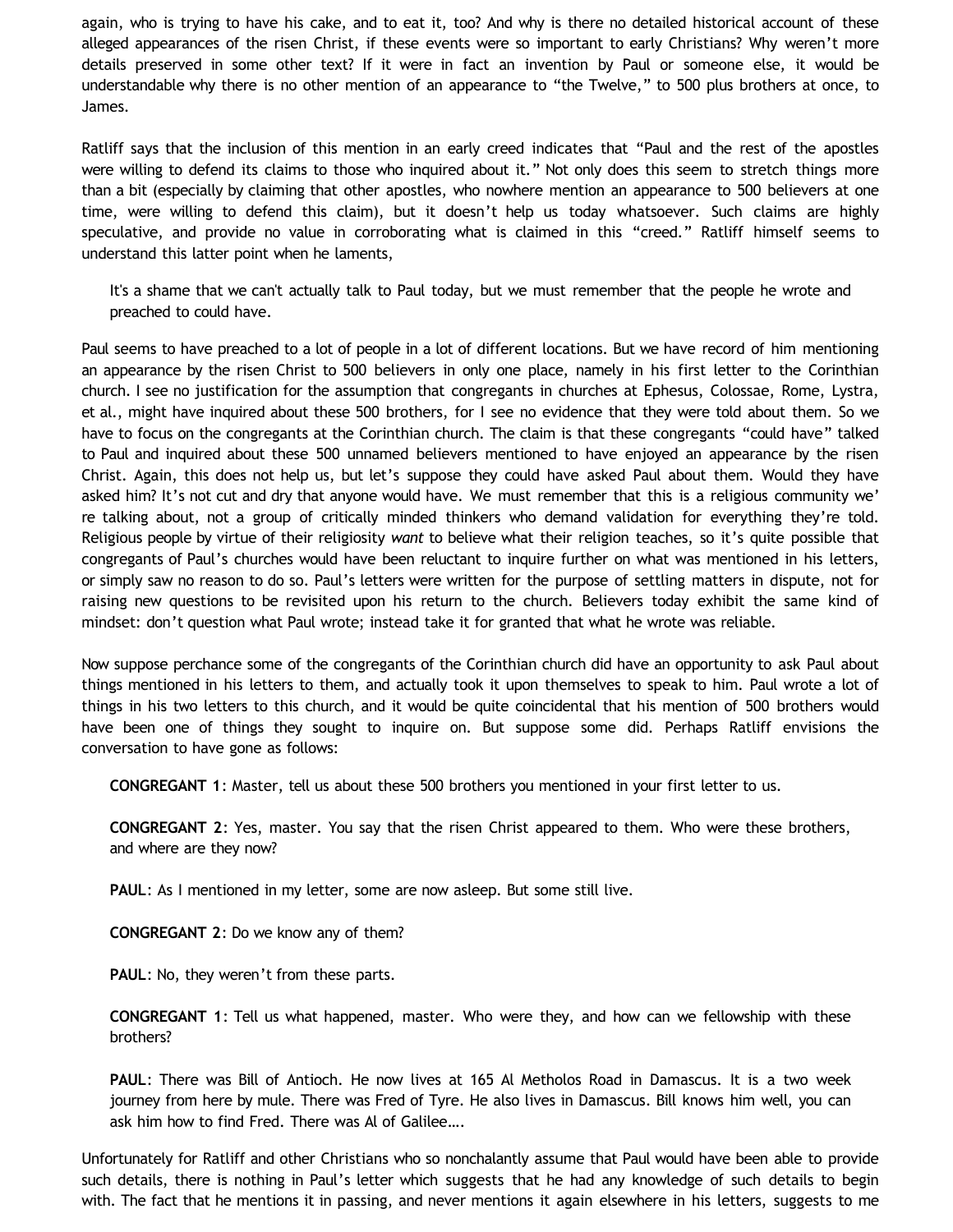again, who is trying to have his cake, and to eat it, too? And why is there no detailed historical account of these alleged appearances of the risen Christ, if these events were so important to early Christians? Why weren't more details preserved in some other text? If it were in fact an invention by Paul or someone else, it would be understandable why there is no other mention of an appearance to "the Twelve," to 500 plus brothers at once, to James.

Ratliff says that the inclusion of this mention in an early creed indicates that "Paul and the rest of the apostles were willing to defend its claims to those who inquired about it." Not only does this seem to stretch things more than a bit (especially by claiming that other apostles, who nowhere mention an appearance to 500 believers at one time, were willing to defend this claim), but it doesn't help us today whatsoever. Such claims are highly speculative, and provide no value in corroborating what is claimed in this "creed." Ratliff himself seems to understand this latter point when he laments,

> It's a shame that we can't actually talk to Paul today, but we must remember that the people he wrote and preached to could have.

Paul seems to have preached to a lot of people in a lot of different locations. But we have record of him mentioning an appearance by the risen Christ to 500 believers in only one place, namely in his first letter to the Corinthian church. I see no justification for the assumption that congregants in churches at Ephesus, Colossae, Rome, Lystra, et al., might have inquired about these 500 brothers, for I see no evidence that they were told about them. So we have to focus on the congregants at the Corinthian church. The claim is that these congregants "could have" talked to Paul and inquired about these 500 unnamed believers mentioned to have enjoyed an appearance by the risen Christ. Again, this does not help us, but let's suppose they could have asked Paul about them. Would they have asked him? It's not cut and dry that anyone would have. We must remember that this is a religious community we're talking about, not a group of critically minded thinkers who demand validation for everything they're told. Religious people by virtue of their religiosity *want* to believe what their religion teaches, so it's quite possible that congregants of Paul's churches would have been reluctant to inquire further on what was mentioned in his letters, or simply saw no reason to do so. Paul's letters were written for the purpose of settling matters in dispute, not for raising new questions to be revisited upon his return to the church. Believers today exhibit the same kind of mindset: don't question what Paul wrote; instead take it for granted that what he wrote was reliable.

Now suppose perchance some of the congregants of the Corinthian church did have an opportunity to ask Paul about things mentioned in his letters to them, and actually took it upon themselves to speak to him. Paul wrote a lot of things in his two letters to this church, and it would be quite coincidental that his mention of 500 brothers would have been one of things they sought to inquire on. But suppose some did. Perhaps Ratliff envisions the conversation to have gone as follows:

> **CONGREGANT 1**: Master, tell us about these 500 brothers you mentioned in your first letter to us.
>
> **CONGREGANT 2**: Yes, master. You say that the risen Christ appeared to them. Who were these brothers, and where are they now?
>
> **PAUL**: As I mentioned in my letter, some are now asleep. But some still live.
>
> **CONGREGANT 2**: Do we know any of them?
>
> **PAUL**: No, they weren't from these parts.
>
> **CONGREGANT 1**: Tell us what happened, master. Who were they, and how can we fellowship with these brothers?
>
> **PAUL**: There was Bill of Antioch. He now lives at 165 Al Metholos Road in Damascus. It is a two week journey from here by mule. There was Fred of Tyre. He also lives in Damascus. Bill knows him well, you can ask him how to find Fred. There was Al of Galilee….

Unfortunately for Ratliff and other Christians who so nonchalantly assume that Paul would have been able to provide such details, there is nothing in Paul's letter which suggests that he had any knowledge of such details to begin with. The fact that he mentions it in passing, and never mentions it again elsewhere in his letters, suggests to me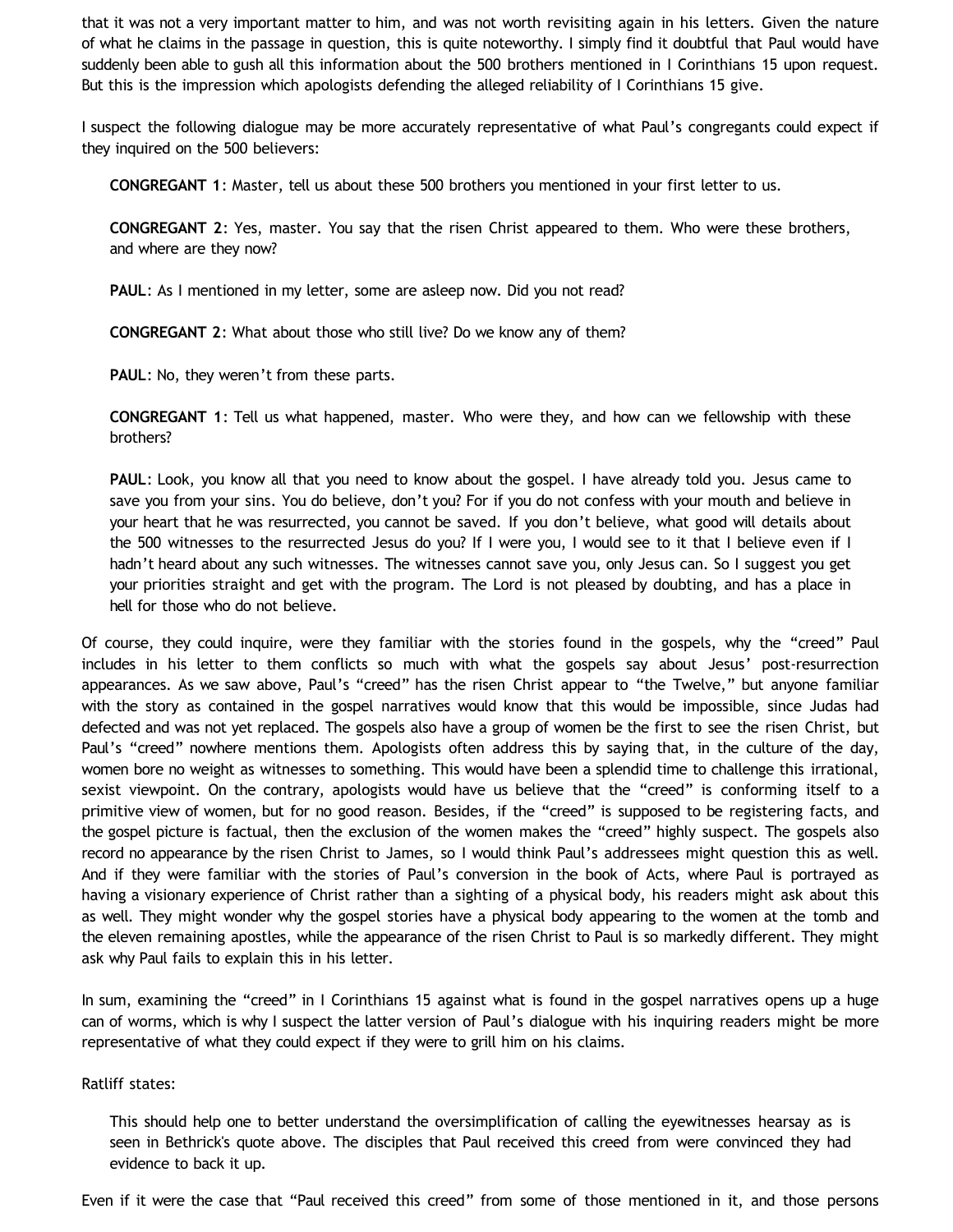that it was not a very important matter to him, and was not worth revisiting again in his letters. Given the nature of what he claims in the passage in question, this is quite noteworthy. I simply find it doubtful that Paul would have suddenly been able to gush all this information about the 500 brothers mentioned in I Corinthians 15 upon request. But this is the impression which apologists defending the alleged reliability of I Corinthians 15 give.

I suspect the following dialogue may be more accurately representative of what Paul's congregants could expect if they inquired on the 500 believers:

> **CONGREGANT 1**: Master, tell us about these 500 brothers you mentioned in your first letter to us.
>
> **CONGREGANT 2**: Yes, master. You say that the risen Christ appeared to them. Who were these brothers, and where are they now?
>
> **PAUL**: As I mentioned in my letter, some are asleep now. Did you not read?
>
> **CONGREGANT 2**: What about those who still live? Do we know any of them?
>
> **PAUL**: No, they weren't from these parts.
>
> **CONGREGANT 1**: Tell us what happened, master. Who were they, and how can we fellowship with these brothers?
>
> **PAUL**: Look, you know all that you need to know about the gospel. I have already told you. Jesus came to save you from your sins. You do believe, don't you? For if you do not confess with your mouth and believe in your heart that he was resurrected, you cannot be saved. If you don't believe, what good will details about the 500 witnesses to the resurrected Jesus do you? If I were you, I would see to it that I believe even if I hadn't heard about any such witnesses. The witnesses cannot save you, only Jesus can. So I suggest you get your priorities straight and get with the program. The Lord is not pleased by doubting, and has a place in hell for those who do not believe.

Of course, they could inquire, were they familiar with the stories found in the gospels, why the "creed" Paul includes in his letter to them conflicts so much with what the gospels say about Jesus' post-resurrection appearances. As we saw above, Paul's "creed" has the risen Christ appear to "the Twelve," but anyone familiar with the story as contained in the gospel narratives would know that this would be impossible, since Judas had defected and was not yet replaced. The gospels also have a group of women be the first to see the risen Christ, but Paul's "creed" nowhere mentions them. Apologists often address this by saying that, in the culture of the day, women bore no weight as witnesses to something. This would have been a splendid time to challenge this irrational, sexist viewpoint. On the contrary, apologists would have us believe that the "creed" is conforming itself to a primitive view of women, but for no good reason. Besides, if the "creed" is supposed to be registering facts, and the gospel picture is factual, then the exclusion of the women makes the "creed" highly suspect. The gospels also record no appearance by the risen Christ to James, so I would think Paul's addressees might question this as well. And if they were familiar with the stories of Paul's conversion in the book of Acts, where Paul is portrayed as having a visionary experience of Christ rather than a sighting of a physical body, his readers might ask about this as well. They might wonder why the gospel stories have a physical body appearing to the women at the tomb and the eleven remaining apostles, while the appearance of the risen Christ to Paul is so markedly different. They might ask why Paul fails to explain this in his letter.

In sum, examining the "creed" in I Corinthians 15 against what is found in the gospel narratives opens up a huge can of worms, which is why I suspect the latter version of Paul's dialogue with his inquiring readers might be more representative of what they could expect if they were to grill him on his claims.

Ratliff states:

> This should help one to better understand the oversimplification of calling the eyewitnesses hearsay as is seen in Bethrick's quote above. The disciples that Paul received this creed from were convinced they had evidence to back it up.

Even if it were the case that "Paul received this creed" from some of those mentioned in it, and those persons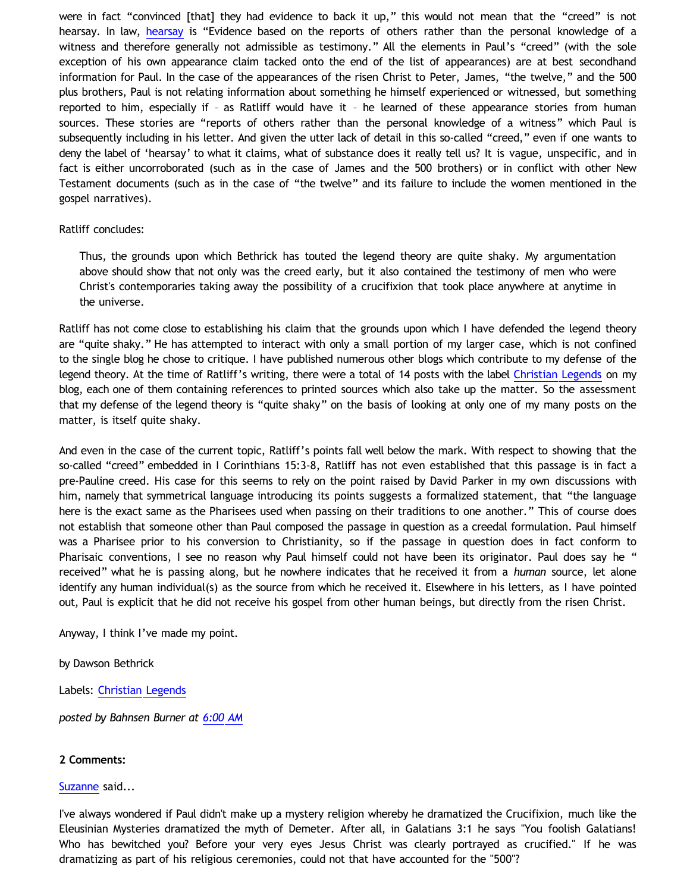were in fact "convinced [that] they had evidence to back it up," this would not mean that the "creed" is not hearsay. In law, hearsay is "Evidence based on the reports of others rather than the personal knowledge of a witness and therefore generally not admissible as testimony." All the elements in Paul's "creed" (with the sole exception of his own appearance claim tacked onto the end of the list of appearances) are at best secondhand information for Paul. In the case of the appearances of the risen Christ to Peter, James, "the twelve," and the 500 plus brothers, Paul is not relating information about something he himself experienced or witnessed, but something reported to him, especially if – as Ratliff would have it – he learned of these appearance stories from human sources. These stories are "reports of others rather than the personal knowledge of a witness" which Paul is subsequently including in his letter. And given the utter lack of detail in this so-called "creed," even if one wants to deny the label of 'hearsay' to what it claims, what of substance does it really tell us? It is vague, unspecific, and in fact is either uncorroborated (such as in the case of James and the 500 brothers) or in conflict with other New Testament documents (such as in the case of "the twelve" and its failure to include the women mentioned in the gospel narratives).

Ratliff concludes:

> Thus, the grounds upon which Bethrick has touted the legend theory are quite shaky. My argumentation above should show that not only was the creed early, but it also contained the testimony of men who were Christ's contemporaries taking away the possibility of a crucifixion that took place anywhere at anytime in the universe.

Ratliff has not come close to establishing his claim that the grounds upon which I have defended the legend theory are "quite shaky." He has attempted to interact with only a small portion of my larger case, which is not confined to the single blog he chose to critique. I have published numerous other blogs which contribute to my defense of the legend theory. At the time of Ratliff's writing, there were a total of 14 posts with the label Christian Legends on my blog, each one of them containing references to printed sources which also take up the matter. So the assessment that my defense of the legend theory is "quite shaky" on the basis of looking at only one of my many posts on the matter, is itself quite shaky.

And even in the case of the current topic, Ratliff's points fall well below the mark. With respect to showing that the so-called "creed" embedded in I Corinthians 15:3-8, Ratliff has not even established that this passage is in fact a pre-Pauline creed. His case for this seems to rely on the point raised by David Parker in my own discussions with him, namely that symmetrical language introducing its points suggests a formalized statement, that "the language here is the exact same as the Pharisees used when passing on their traditions to one another." This of course does not establish that someone other than Paul composed the passage in question as a creedal formulation. Paul himself was a Pharisee prior to his conversion to Christianity, so if the passage in question does in fact conform to Pharisaic conventions, I see no reason why Paul himself could not have been its originator. Paul does say he "received" what he is passing along, but he nowhere indicates that he received it from a *human* source, let alone identify any human individual(s) as the source from which he received it. Elsewhere in his letters, as I have pointed out, Paul is explicit that he did not receive his gospel from other human beings, but directly from the risen Christ.

Anyway, I think I've made my point.

by Dawson Bethrick

Labels: Christian Legends

*posted by Bahnsen Burner at 6:00 AM*

**2 Comments:**

Suzanne said...

I've always wondered if Paul didn't make up a mystery religion whereby he dramatized the Crucifixion, much like the Eleusinian Mysteries dramatized the myth of Demeter. After all, in Galatians 3:1 he says "You foolish Galatians! Who has bewitched you? Before your very eyes Jesus Christ was clearly portrayed as crucified." If he was dramatizing as part of his religious ceremonies, could not that have accounted for the "500"?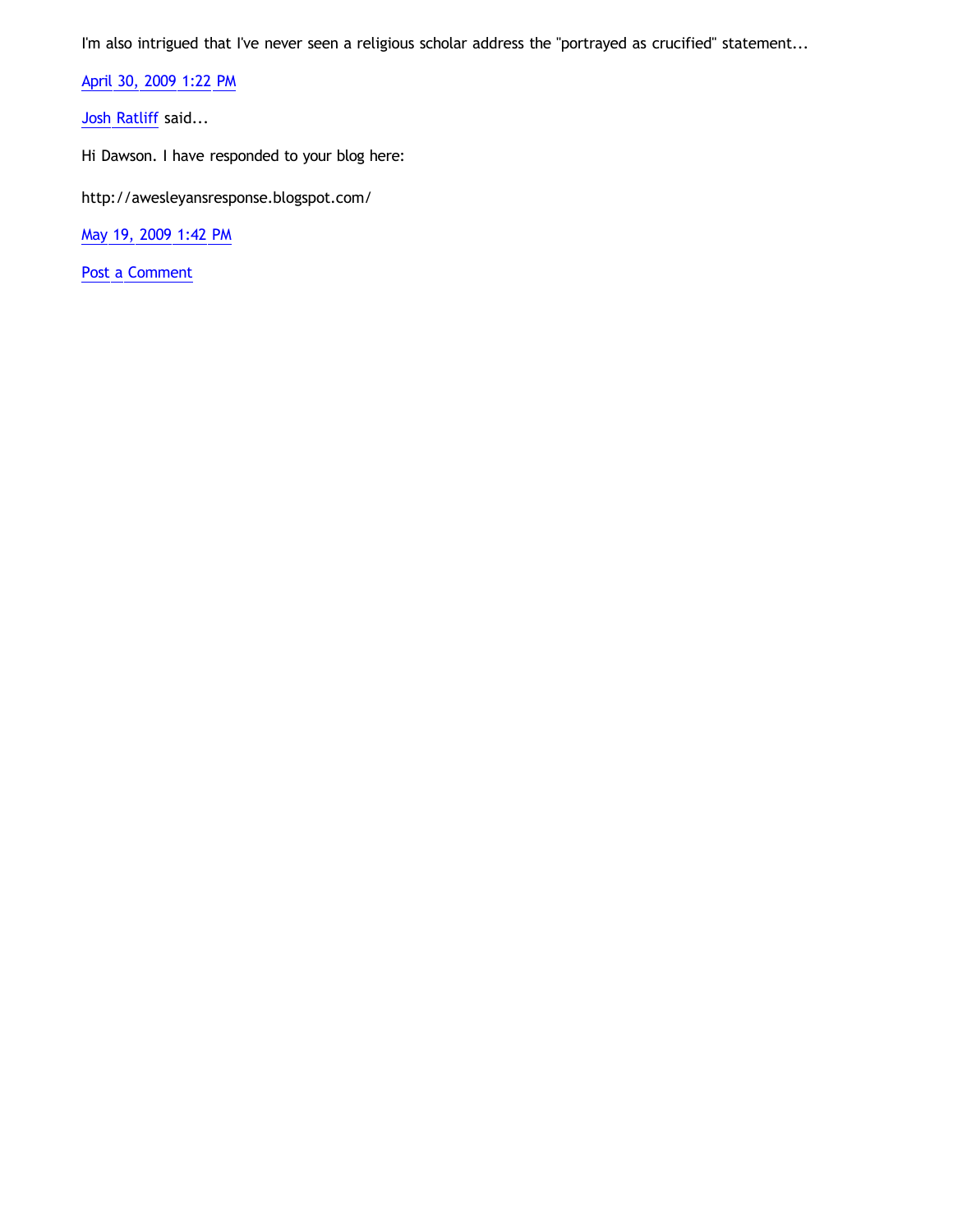I'm also intrigued that I've never seen a religious scholar address the "portrayed as crucified" statement...

April 30, 2009 1:22 PM

Josh Ratliff said...

Hi Dawson. I have responded to your blog here:

http://awesleyansresponse.blogspot.com/

May 19, 2009 1:42 PM

Post a Comment